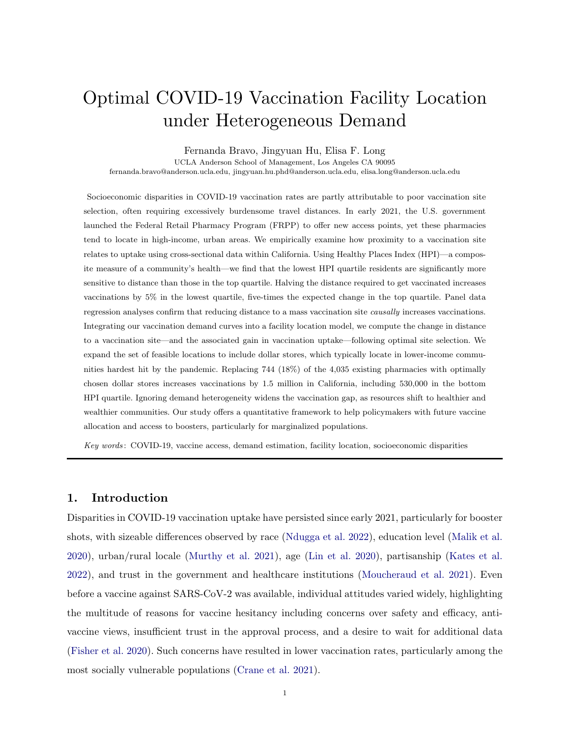# Optimal COVID-19 Vaccination Facility Location under Heterogeneous Demand

Fernanda Bravo, Jingyuan Hu, Elisa F. Long

UCLA Anderson School of Management, Los Angeles CA 90095

fernanda.bravo@anderson.ucla.edu, jingyuan.hu.phd@anderson.ucla.edu, elisa.long@anderson.ucla.edu

Socioeconomic disparities in COVID-19 vaccination rates are partly attributable to poor vaccination site selection, often requiring excessively burdensome travel distances. In early 2021, the U.S. government launched the Federal Retail Pharmacy Program (FRPP) to offer new access points, yet these pharmacies tend to locate in high-income, urban areas. We empirically examine how proximity to a vaccination site relates to uptake using cross-sectional data within California. Using Healthy Places Index (HPI)—a composite measure of a community's health—we find that the lowest HPI quartile residents are significantly more sensitive to distance than those in the top quartile. Halving the distance required to get vaccinated increases vaccinations by 5% in the lowest quartile, five-times the expected change in the top quartile. Panel data regression analyses confirm that reducing distance to a mass vaccination site *causally* increases vaccinations. Integrating our vaccination demand curves into a facility location model, we compute the change in distance to a vaccination site—and the associated gain in vaccination uptake—following optimal site selection. We expand the set of feasible locations to include dollar stores, which typically locate in lower-income communities hardest hit by the pandemic. Replacing 744 (18%) of the 4,035 existing pharmacies with optimally chosen dollar stores increases vaccinations by 1.5 million in California, including 530,000 in the bottom HPI quartile. Ignoring demand heterogeneity widens the vaccination gap, as resources shift to healthier and wealthier communities. Our study offers a quantitative framework to help policymakers with future vaccine allocation and access to boosters, particularly for marginalized populations.

*Key words*: COVID-19, vaccine access, demand estimation, facility location, socioeconomic disparities

## 1. Introduction

Disparities in COVID-19 vaccination uptake have persisted since early 2021, particularly for booster shots, with sizeable differences observed by race (Ndugga et al. 2022), education level (Malik et al. 2020), urban/rural locale (Murthy et al. 2021), age (Lin et al. 2020), partisanship (Kates et al. 2022), and trust in the government and healthcare institutions (Moucheraud et al. 2021). Even before a vaccine against SARS-CoV-2 was available, individual attitudes varied widely, highlighting the multitude of reasons for vaccine hesitancy including concerns over safety and efficacy, anti-vaccine views, insufficient trust in the approval process, and a desire to wait for additional data (Fisher et al. 2020). Such concerns have resulted in lower vaccination rates, particularly among the most socially vulnerable populations (Crane et al. 2021).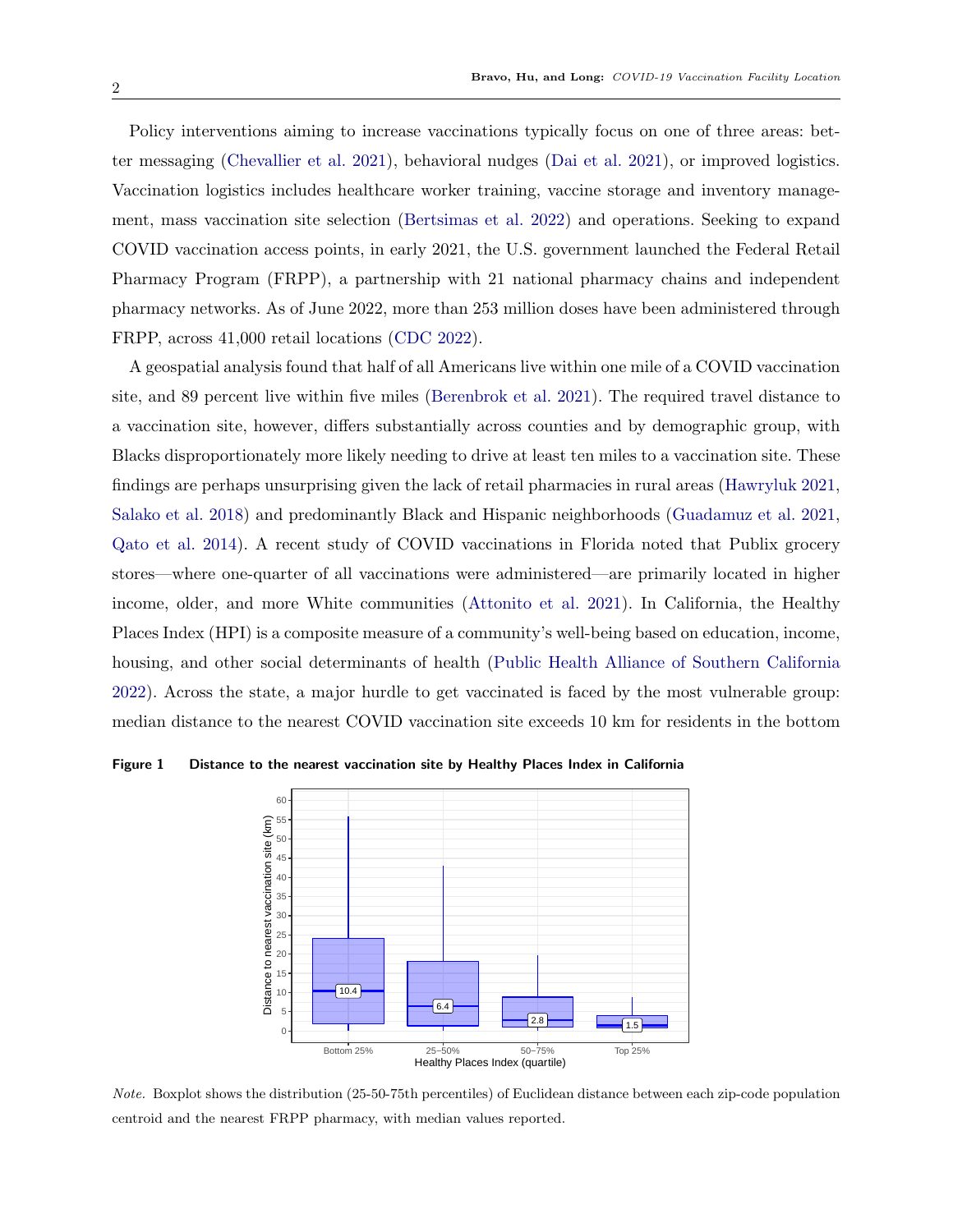Policy interventions aiming to increase vaccinations typically focus on one of three areas: better messaging (Chevallier et al. 2021), behavioral nudges (Dai et al. 2021), or improved logistics. Vaccination logistics includes healthcare worker training, vaccine storage and inventory management, mass vaccination site selection (Bertsimas et al. 2022) and operations. Seeking to expand COVID vaccination access points, in early 2021, the U.S. government launched the Federal Retail Pharmacy Program (FRPP), a partnership with 21 national pharmacy chains and independent pharmacy networks. As of June 2022, more than 253 million doses have been administered through FRPP, across 41,000 retail locations (CDC 2022).

A geospatial analysis found that half of all Americans live within one mile of a COVID vaccination site, and 89 percent live within five miles (Berenbrok et al. 2021). The required travel distance to a vaccination site, however, differs substantially across counties and by demographic group, with Blacks disproportionately more likely needing to drive at least ten miles to a vaccination site. These findings are perhaps unsurprising given the lack of retail pharmacies in rural areas (Hawryluk 2021, Salako et al. 2018) and predominantly Black and Hispanic neighborhoods (Guadamuz et al. 2021, Qato et al. 2014). A recent study of COVID vaccinations in Florida noted that Publix grocery stores—where one-quarter of all vaccinations were administered—are primarily located in higher income, older, and more White communities (Attonito et al. 2021). In California, the Healthy Places Index (HPI) is a composite measure of a community's well-being based on education, income, housing, and other social determinants of health (Public Health Alliance of Southern California 2022). Across the state, a major hurdle to get vaccinated is faced by the most vulnerable group: median distance to the nearest COVID vaccination site exceeds 10 km for residents in the bottom

**Figure 1** Distance to the nearest vaccination site by Healthy Places Index in California

Distance to nearest vaccination site (km)
0 5 10 15 20 25 30 35 40 45 50 55 60
10.4
6.4
2.8
1.5
Bottom 25%
25–50%
50–75%
Top 25%
Healthy Places Index (quartile)

*Note.* Boxplot shows the distribution (25-50-75th percentiles) of Euclidean distance between each zip-code population centroid and the nearest FRPP pharmacy, with median values reported.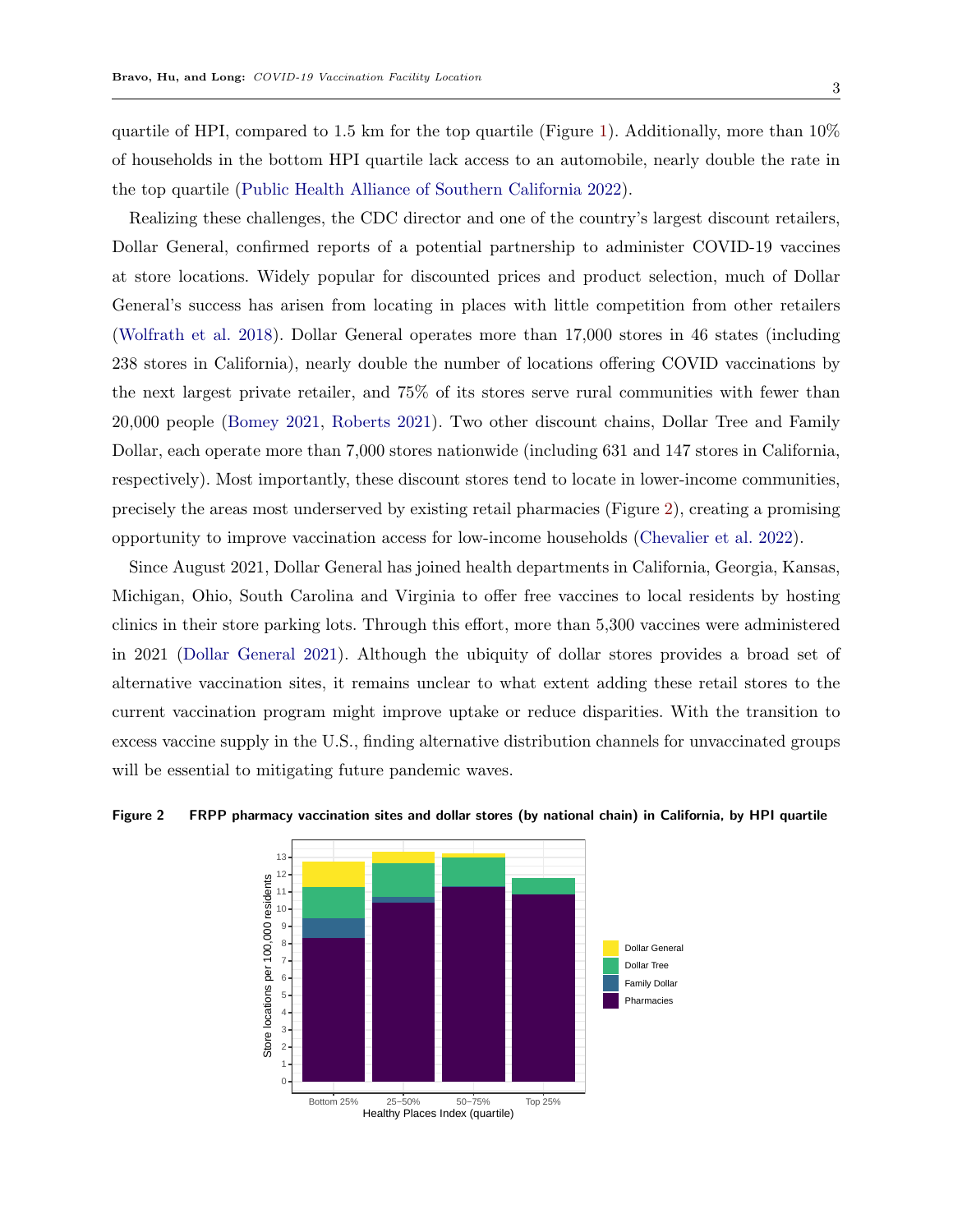quartile of HPI, compared to 1.5 km for the top quartile (Figure 1). Additionally, more than 10% of households in the bottom HPI quartile lack access to an automobile, nearly double the rate in the top quartile (Public Health Alliance of Southern California 2022).

Realizing these challenges, the CDC director and one of the country's largest discount retailers, Dollar General, confirmed reports of a potential partnership to administer COVID-19 vaccines at store locations. Widely popular for discounted prices and product selection, much of Dollar General's success has arisen from locating in places with little competition from other retailers (Wolfrath et al. 2018). Dollar General operates more than 17,000 stores in 46 states (including 238 stores in California), nearly double the number of locations offering COVID vaccinations by the next largest private retailer, and 75% of its stores serve rural communities with fewer than 20,000 people (Bomey 2021, Roberts 2021). Two other discount chains, Dollar Tree and Family Dollar, each operate more than 7,000 stores nationwide (including 631 and 147 stores in California, respectively). Most importantly, these discount stores tend to locate in lower-income communities, precisely the areas most underserved by existing retail pharmacies (Figure 2), creating a promising opportunity to improve vaccination access for low-income households (Chevalier et al. 2022).

Since August 2021, Dollar General has joined health departments in California, Georgia, Kansas, Michigan, Ohio, South Carolina and Virginia to offer free vaccines to local residents by hosting clinics in their store parking lots. Through this effort, more than 5,300 vaccines were administered in 2021 (Dollar General 2021). Although the ubiquity of dollar stores provides a broad set of alternative vaccination sites, it remains unclear to what extent adding these retail stores to the current vaccination program might improve uptake or reduce disparities. With the transition to excess vaccine supply in the U.S., finding alternative distribution channels for unvaccinated groups will be essential to mitigating future pandemic waves.

**Figure 2** **FRPP pharmacy vaccination sites and dollar stores (by national chain) in California, by HPI quartile**

Store locations per 100,000 residents

0
1
2
3
4
5
6
7
8
9
10
11
12
13

Bottom 25%
25–50%
50–75%
Top 25%

Healthy Places Index (quartile)

Dollar General
Dollar Tree
Family Dollar
Pharmacies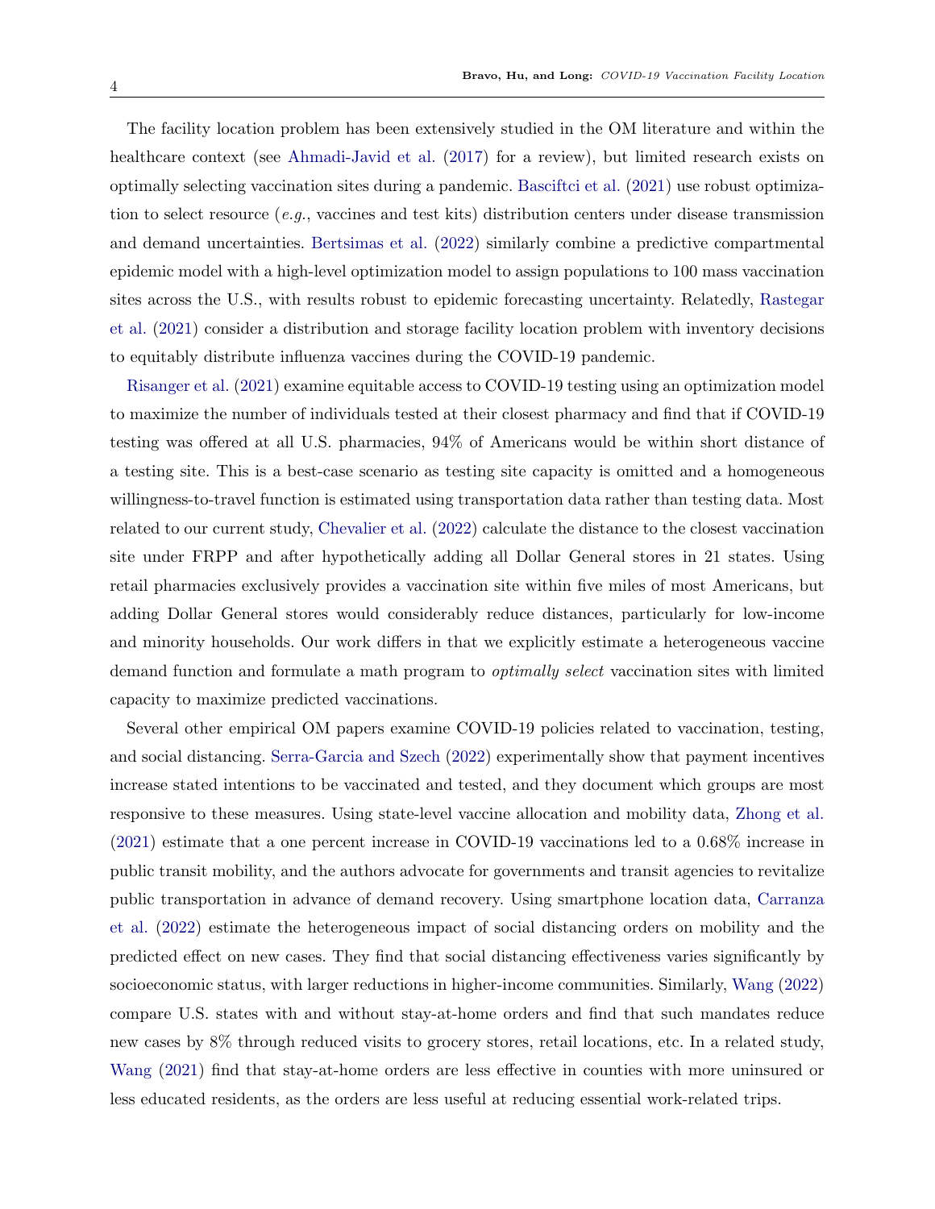The facility location problem has been extensively studied in the OM literature and within the healthcare context (see Ahmadi-Javid et al. (2017) for a review), but limited research exists on optimally selecting vaccination sites during a pandemic. Basciftci et al. (2021) use robust optimization to select resource (*e.g.*, vaccines and test kits) distribution centers under disease transmission and demand uncertainties. Bertsimas et al. (2022) similarly combine a predictive compartmental epidemic model with a high-level optimization model to assign populations to 100 mass vaccination sites across the U.S., with results robust to epidemic forecasting uncertainty. Relatedly, Rastegar et al. (2021) consider a distribution and storage facility location problem with inventory decisions to equitably distribute influenza vaccines during the COVID-19 pandemic.

Risanger et al. (2021) examine equitable access to COVID-19 testing using an optimization model to maximize the number of individuals tested at their closest pharmacy and find that if COVID-19 testing was offered at all U.S. pharmacies, 94% of Americans would be within short distance of a testing site. This is a best-case scenario as testing site capacity is omitted and a homogeneous willingness-to-travel function is estimated using transportation data rather than testing data. Most related to our current study, Chevalier et al. (2022) calculate the distance to the closest vaccination site under FRPP and after hypothetically adding all Dollar General stores in 21 states. Using retail pharmacies exclusively provides a vaccination site within five miles of most Americans, but adding Dollar General stores would considerably reduce distances, particularly for low-income and minority households. Our work differs in that we explicitly estimate a heterogeneous vaccine demand function and formulate a math program to *optimally select* vaccination sites with limited capacity to maximize predicted vaccinations.

Several other empirical OM papers examine COVID-19 policies related to vaccination, testing, and social distancing. Serra-Garcia and Szech (2022) experimentally show that payment incentives increase stated intentions to be vaccinated and tested, and they document which groups are most responsive to these measures. Using state-level vaccine allocation and mobility data, Zhong et al. (2021) estimate that a one percent increase in COVID-19 vaccinations led to a 0.68% increase in public transit mobility, and the authors advocate for governments and transit agencies to revitalize public transportation in advance of demand recovery. Using smartphone location data, Carranza et al. (2022) estimate the heterogeneous impact of social distancing orders on mobility and the predicted effect on new cases. They find that social distancing effectiveness varies significantly by socioeconomic status, with larger reductions in higher-income communities. Similarly, Wang (2022) compare U.S. states with and without stay-at-home orders and find that such mandates reduce new cases by 8% through reduced visits to grocery stores, retail locations, etc. In a related study, Wang (2021) find that stay-at-home orders are less effective in counties with more uninsured or less educated residents, as the orders are less useful at reducing essential work-related trips.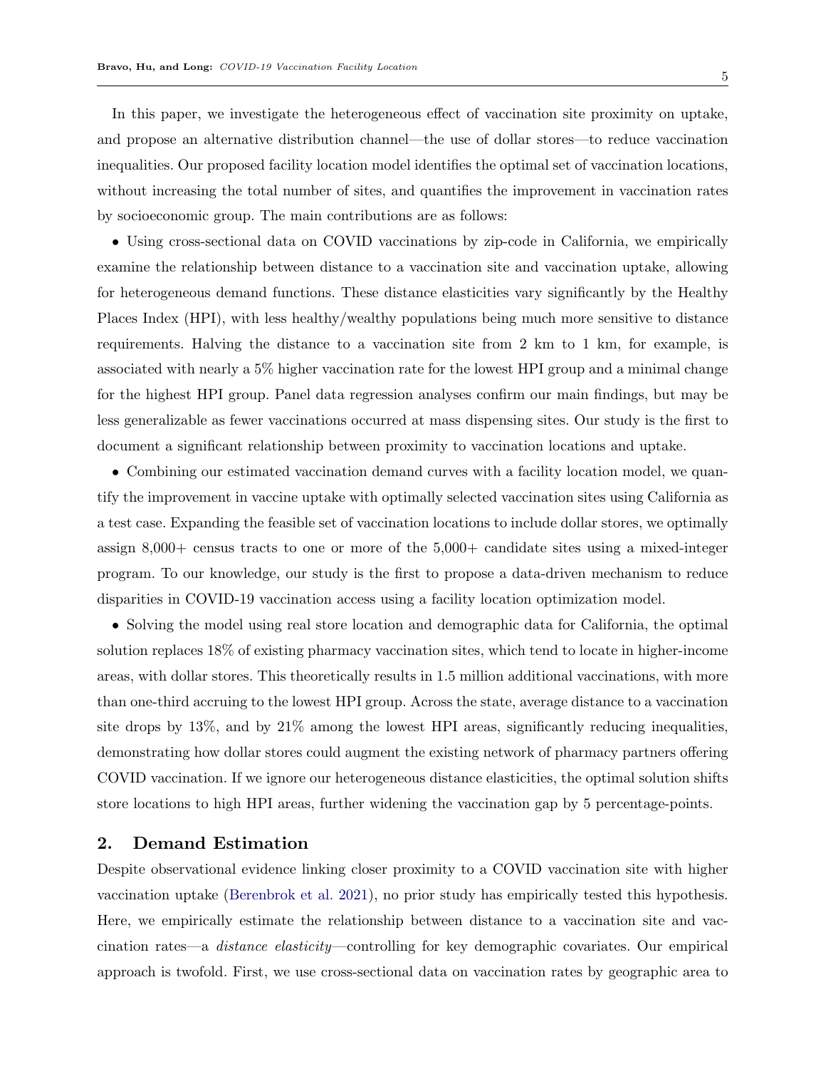In this paper, we investigate the heterogeneous effect of vaccination site proximity on uptake, and propose an alternative distribution channel—the use of dollar stores—to reduce vaccination inequalities. Our proposed facility location model identifies the optimal set of vaccination locations, without increasing the total number of sites, and quantifies the improvement in vaccination rates by socioeconomic group. The main contributions are as follows:

- Using cross-sectional data on COVID vaccinations by zip-code in California, we empirically examine the relationship between distance to a vaccination site and vaccination uptake, allowing for heterogeneous demand functions. These distance elasticities vary significantly by the Healthy Places Index (HPI), with less healthy/wealthy populations being much more sensitive to distance requirements. Halving the distance to a vaccination site from 2 km to 1 km, for example, is associated with nearly a 5% higher vaccination rate for the lowest HPI group and a minimal change for the highest HPI group. Panel data regression analyses confirm our main findings, but may be less generalizable as fewer vaccinations occurred at mass dispensing sites. Our study is the first to document a significant relationship between proximity to vaccination locations and uptake.

- Combining our estimated vaccination demand curves with a facility location model, we quantify the improvement in vaccine uptake with optimally selected vaccination sites using California as a test case. Expanding the feasible set of vaccination locations to include dollar stores, we optimally assign 8,000+ census tracts to one or more of the 5,000+ candidate sites using a mixed-integer program. To our knowledge, our study is the first to propose a data-driven mechanism to reduce disparities in COVID-19 vaccination access using a facility location optimization model.

- Solving the model using real store location and demographic data for California, the optimal solution replaces 18% of existing pharmacy vaccination sites, which tend to locate in higher-income areas, with dollar stores. This theoretically results in 1.5 million additional vaccinations, with more than one-third accruing to the lowest HPI group. Across the state, average distance to a vaccination site drops by 13%, and by 21% among the lowest HPI areas, significantly reducing inequalities, demonstrating how dollar stores could augment the existing network of pharmacy partners offering COVID vaccination. If we ignore our heterogeneous distance elasticities, the optimal solution shifts store locations to high HPI areas, further widening the vaccination gap by 5 percentage-points.

## 2. Demand Estimation

Despite observational evidence linking closer proximity to a COVID vaccination site with higher vaccination uptake (Berenbrok et al. 2021), no prior study has empirically tested this hypothesis. Here, we empirically estimate the relationship between distance to a vaccination site and vaccination rates—a *distance elasticity*—controlling for key demographic covariates. Our empirical approach is twofold. First, we use cross-sectional data on vaccination rates by geographic area to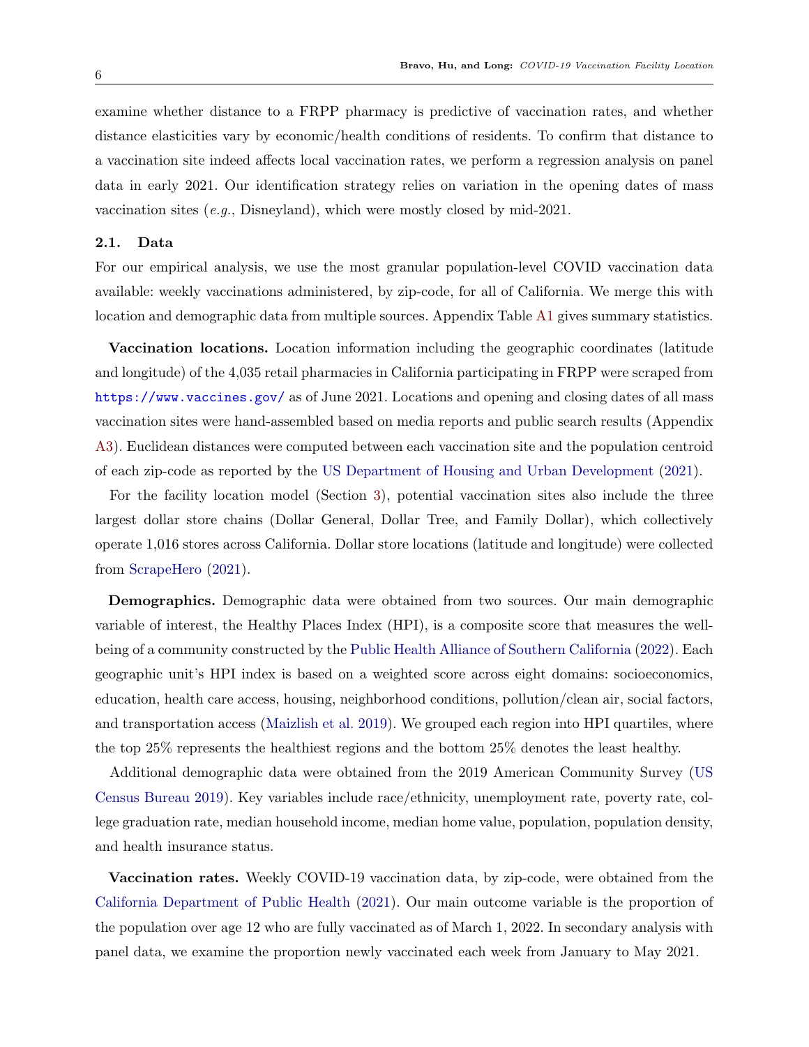examine whether distance to a FRPP pharmacy is predictive of vaccination rates, and whether distance elasticities vary by economic/health conditions of residents. To confirm that distance to a vaccination site indeed affects local vaccination rates, we perform a regression analysis on panel data in early 2021. Our identification strategy relies on variation in the opening dates of mass vaccination sites (*e.g.*, Disneyland), which were mostly closed by mid-2021.

### 2.1. Data

For our empirical analysis, we use the most granular population-level COVID vaccination data available: weekly vaccinations administered, by zip-code, for all of California. We merge this with location and demographic data from multiple sources. Appendix Table A1 gives summary statistics.

**Vaccination locations.** Location information including the geographic coordinates (latitude and longitude) of the 4,035 retail pharmacies in California participating in FRPP were scraped from https://www.vaccines.gov/ as of June 2021. Locations and opening and closing dates of all mass vaccination sites were hand-assembled based on media reports and public search results (Appendix A3). Euclidean distances were computed between each vaccination site and the population centroid of each zip-code as reported by the US Department of Housing and Urban Development (2021).

For the facility location model (Section 3), potential vaccination sites also include the three largest dollar store chains (Dollar General, Dollar Tree, and Family Dollar), which collectively operate 1,016 stores across California. Dollar store locations (latitude and longitude) were collected from ScrapeHero (2021).

**Demographics.** Demographic data were obtained from two sources. Our main demographic variable of interest, the Healthy Places Index (HPI), is a composite score that measures the well-being of a community constructed by the Public Health Alliance of Southern California (2022). Each geographic unit's HPI index is based on a weighted score across eight domains: socioeconomics, education, health care access, housing, neighborhood conditions, pollution/clean air, social factors, and transportation access (Maizlish et al. 2019). We grouped each region into HPI quartiles, where the top 25% represents the healthiest regions and the bottom 25% denotes the least healthy.

Additional demographic data were obtained from the 2019 American Community Survey (US Census Bureau 2019). Key variables include race/ethnicity, unemployment rate, poverty rate, college graduation rate, median household income, median home value, population, population density, and health insurance status.

**Vaccination rates.** Weekly COVID-19 vaccination data, by zip-code, were obtained from the California Department of Public Health (2021). Our main outcome variable is the proportion of the population over age 12 who are fully vaccinated as of March 1, 2022. In secondary analysis with panel data, we examine the proportion newly vaccinated each week from January to May 2021.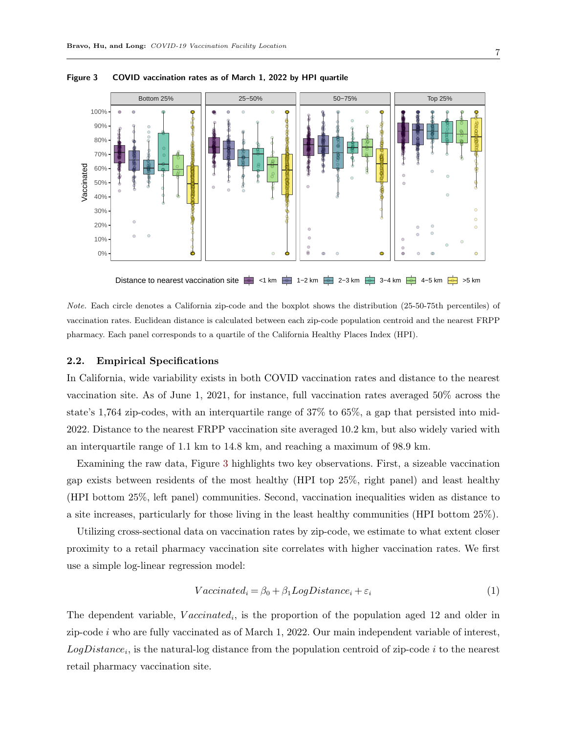**Figure 3** COVID vaccination rates as of March 1, 2022 by HPI quartile

Bottom 25%
25–50%
50–75%
Top 25%

Vaccinated
100%
90%
80%
70%
60%
50%
40%
30%
20%
10%
0%

Distance to nearest vaccination site
<1 km
1–2 km
2–3 km
3–4 km
4–5 km
>5 km

*Note.* Each circle denotes a California zip-code and the boxplot shows the distribution (25-50-75th percentiles) of vaccination rates. Euclidean distance is calculated between each zip-code population centroid and the nearest FRPP pharmacy. Each panel corresponds to a quartile of the California Healthy Places Index (HPI).

### 2.2. Empirical Specifications

In California, wide variability exists in both COVID vaccination rates and distance to the nearest vaccination site. As of June 1, 2021, for instance, full vaccination rates averaged 50% across the state's 1,764 zip-codes, with an interquartile range of 37% to 65%, a gap that persisted into mid-2022. Distance to the nearest FRPP vaccination site averaged 10.2 km, but also widely varied with an interquartile range of 1.1 km to 14.8 km, and reaching a maximum of 98.9 km.

Examining the raw data, Figure 3 highlights two key observations. First, a sizeable vaccination gap exists between residents of the most healthy (HPI top 25%, right panel) and least healthy (HPI bottom 25%, left panel) communities. Second, vaccination inequalities widen as distance to a site increases, particularly for those living in the least healthy communities (HPI bottom 25%).

Utilizing cross-sectional data on vaccination rates by zip-code, we estimate to what extent closer proximity to a retail pharmacy vaccination site correlates with higher vaccination rates. We first use a simple log-linear regression model:

$$Vaccinated_i = \beta_0 + \beta_1 LogDistance_i + \varepsilon_i \tag{1}$$

The dependent variable, $Vaccinated_i$, is the proportion of the population aged 12 and older in zip-code $i$ who are fully vaccinated as of March 1, 2022. Our main independent variable of interest, $LogDistance_i$, is the natural-log distance from the population centroid of zip-code $i$ to the nearest retail pharmacy vaccination site.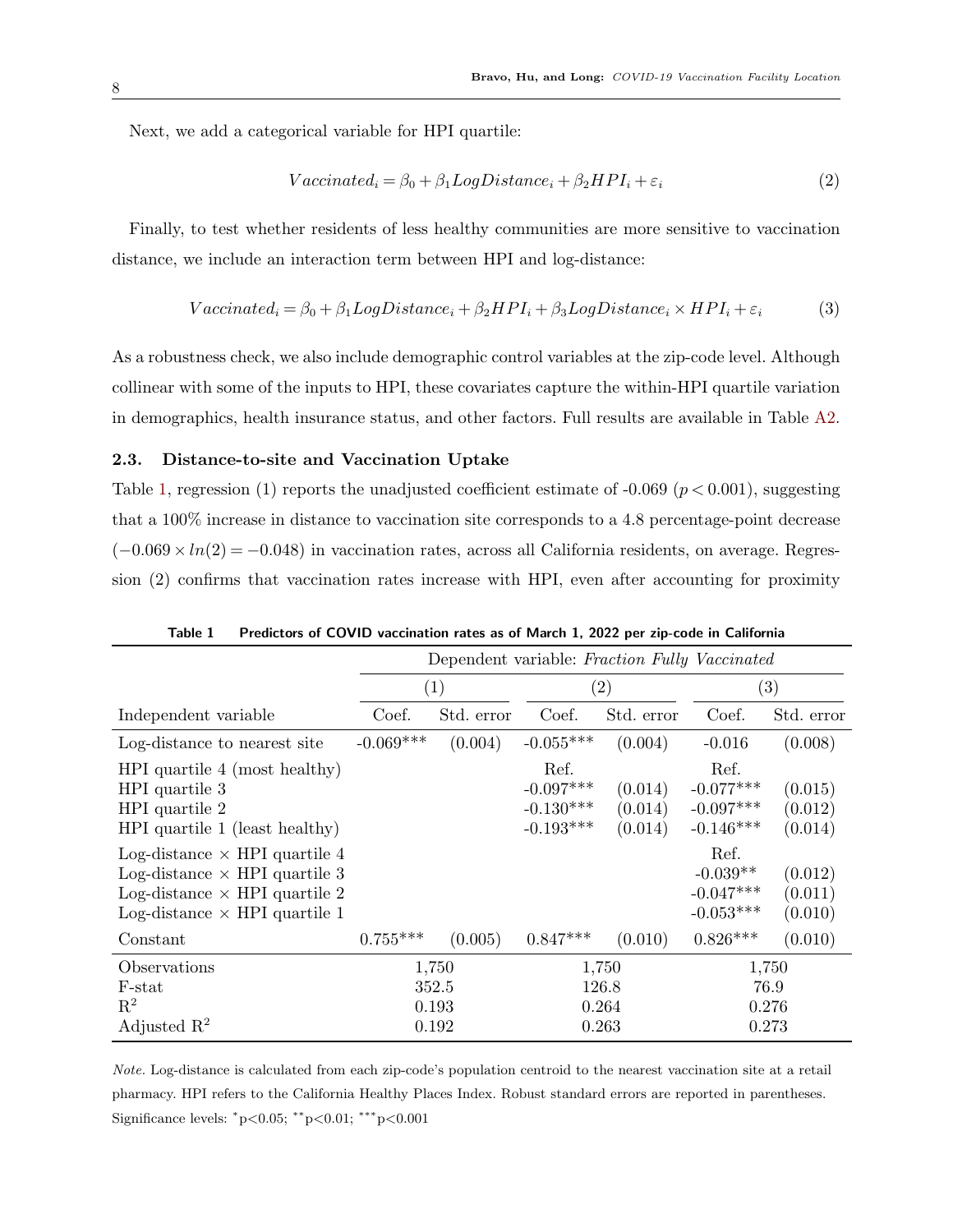Next, we add a categorical variable for HPI quartile:

$$Vaccinated_i = \beta_0 + \beta_1 LogDistance_i + \beta_2 HPI_i + \varepsilon_i \tag{2}$$

Finally, to test whether residents of less healthy communities are more sensitive to vaccination distance, we include an interaction term between HPI and log-distance:

$$Vaccinated_i = \beta_0 + \beta_1 LogDistance_i + \beta_2 HPI_i + \beta_3 LogDistance_i \times HPI_i + \varepsilon_i \tag{3}$$

As a robustness check, we also include demographic control variables at the zip-code level. Although collinear with some of the inputs to HPI, these covariates capture the within-HPI quartile variation in demographics, health insurance status, and other factors. Full results are available in Table A2.

### 2.3. Distance-to-site and Vaccination Uptake

Table 1, regression (1) reports the unadjusted coefficient estimate of -0.069 ($p < 0.001$), suggesting that a 100% increase in distance to vaccination site corresponds to a 4.8 percentage-point decrease ($-0.069 \times ln(2) = -0.048$) in vaccination rates, across all California residents, on average. Regression (2) confirms that vaccination rates increase with HPI, even after accounting for proximity

**Table 1 Predictors of COVID vaccination rates as of March 1, 2022 per zip-code in California**

| | Dependent variable: *Fraction Fully Vaccinated* | | | | | |
|---|---|---|---|---|---|---|
| | (1) | | (2) | | (3) | |
| Independent variable | Coef. | Std. error | Coef. | Std. error | Coef. | Std. error |
| Log-distance to nearest site | -0.069*** | (0.004) | -0.055*** | (0.004) | -0.016 | (0.008) |
| HPI quartile 4 (most healthy) | | | Ref. | | Ref. | |
| HPI quartile 3 | | | -0.097*** | (0.014) | -0.077*** | (0.015) |
| HPI quartile 2 | | | -0.130*** | (0.014) | -0.097*** | (0.012) |
| HPI quartile 1 (least healthy) | | | -0.193*** | (0.014) | -0.146*** | (0.014) |
| Log-distance × HPI quartile 4 | | | | | Ref. | |
| Log-distance × HPI quartile 3 | | | | | -0.039** | (0.012) |
| Log-distance × HPI quartile 2 | | | | | -0.047*** | (0.011) |
| Log-distance × HPI quartile 1 | | | | | -0.053*** | (0.010) |
| Constant | 0.755*** | (0.005) | 0.847*** | (0.010) | 0.826*** | (0.010) |
| Observations | 1,750 | | 1,750 | | 1,750 | |
| F-stat | 352.5 | | 126.8 | | 76.9 | |
| $R^2$ | 0.193 | | 0.264 | | 0.276 | |
| Adjusted $R^2$ | 0.192 | | 0.263 | | 0.273 | |

*Note.* Log-distance is calculated from each zip-code's population centroid to the nearest vaccination site at a retail pharmacy. HPI refers to the California Healthy Places Index. Robust standard errors are reported in parentheses. Significance levels: *p<0.05; **p<0.01; ***p<0.001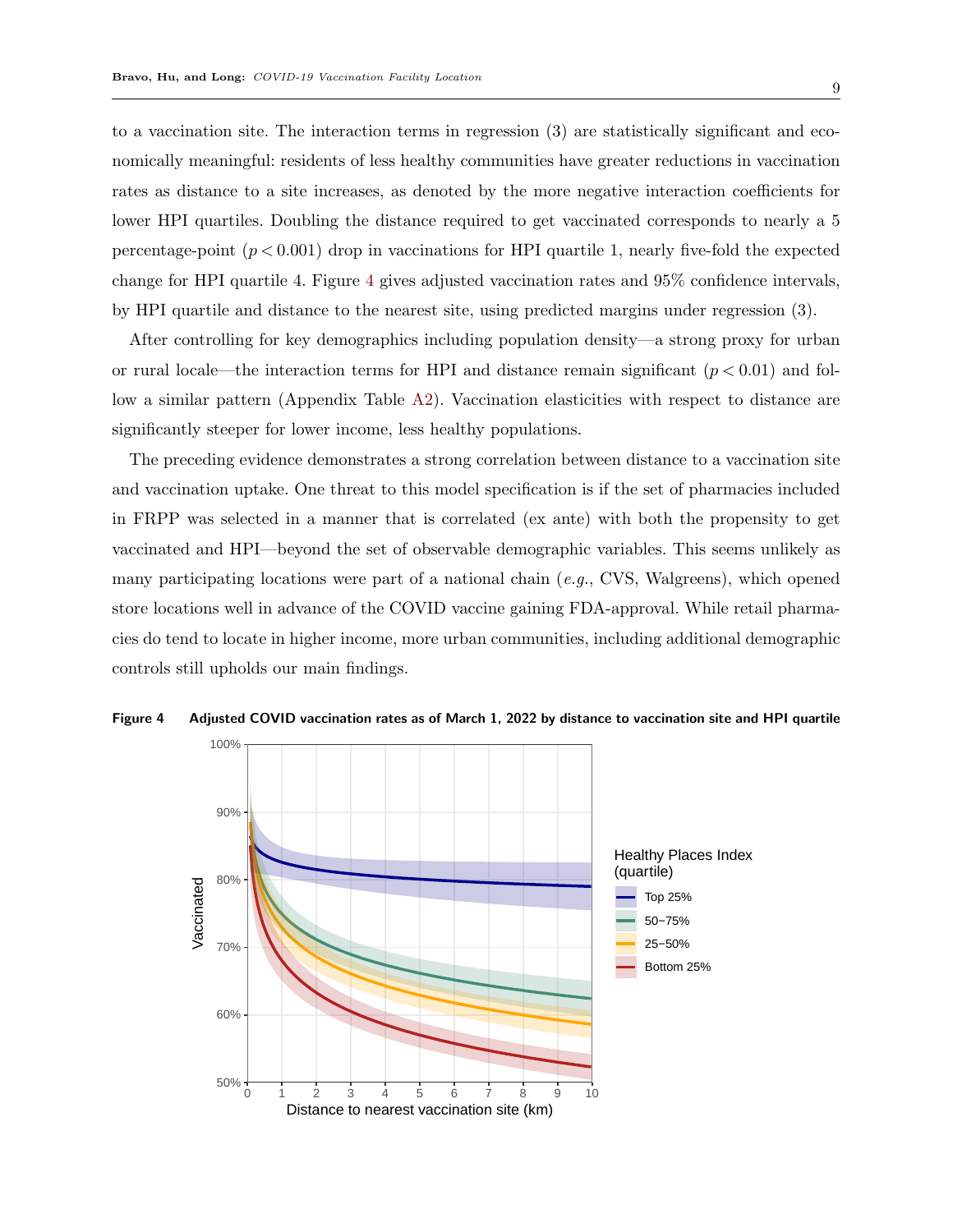to a vaccination site. The interaction terms in regression (3) are statistically significant and economically meaningful: residents of less healthy communities have greater reductions in vaccination rates as distance to a site increases, as denoted by the more negative interaction coefficients for lower HPI quartiles. Doubling the distance required to get vaccinated corresponds to nearly a 5 percentage-point ($p < 0.001$) drop in vaccinations for HPI quartile 1, nearly five-fold the expected change for HPI quartile 4. Figure 4 gives adjusted vaccination rates and 95% confidence intervals, by HPI quartile and distance to the nearest site, using predicted margins under regression (3).

After controlling for key demographics including population density—a strong proxy for urban or rural locale—the interaction terms for HPI and distance remain significant ($p < 0.01$) and follow a similar pattern (Appendix Table A2). Vaccination elasticities with respect to distance are significantly steeper for lower income, less healthy populations.

The preceding evidence demonstrates a strong correlation between distance to a vaccination site and vaccination uptake. One threat to this model specification is if the set of pharmacies included in FRPP was selected in a manner that is correlated (ex ante) with both the propensity to get vaccinated and HPI—beyond the set of observable demographic variables. This seems unlikely as many participating locations were part of a national chain (*e.g.*, CVS, Walgreens), which opened store locations well in advance of the COVID vaccine gaining FDA-approval. While retail pharmacies do tend to locate in higher income, more urban communities, including additional demographic controls still upholds our main findings.

**Figure 4** **Adjusted COVID vaccination rates as of March 1, 2022 by distance to vaccination site and HPI quartile**

Vaccinated
100%
90%
80%
70%
60%
50%
Distance to nearest vaccination site (km)
0 1 2 3 4 5 6 7 8 9 10

Healthy Places Index (quartile)
Top 25%
50−75%
25−50%
Bottom 25%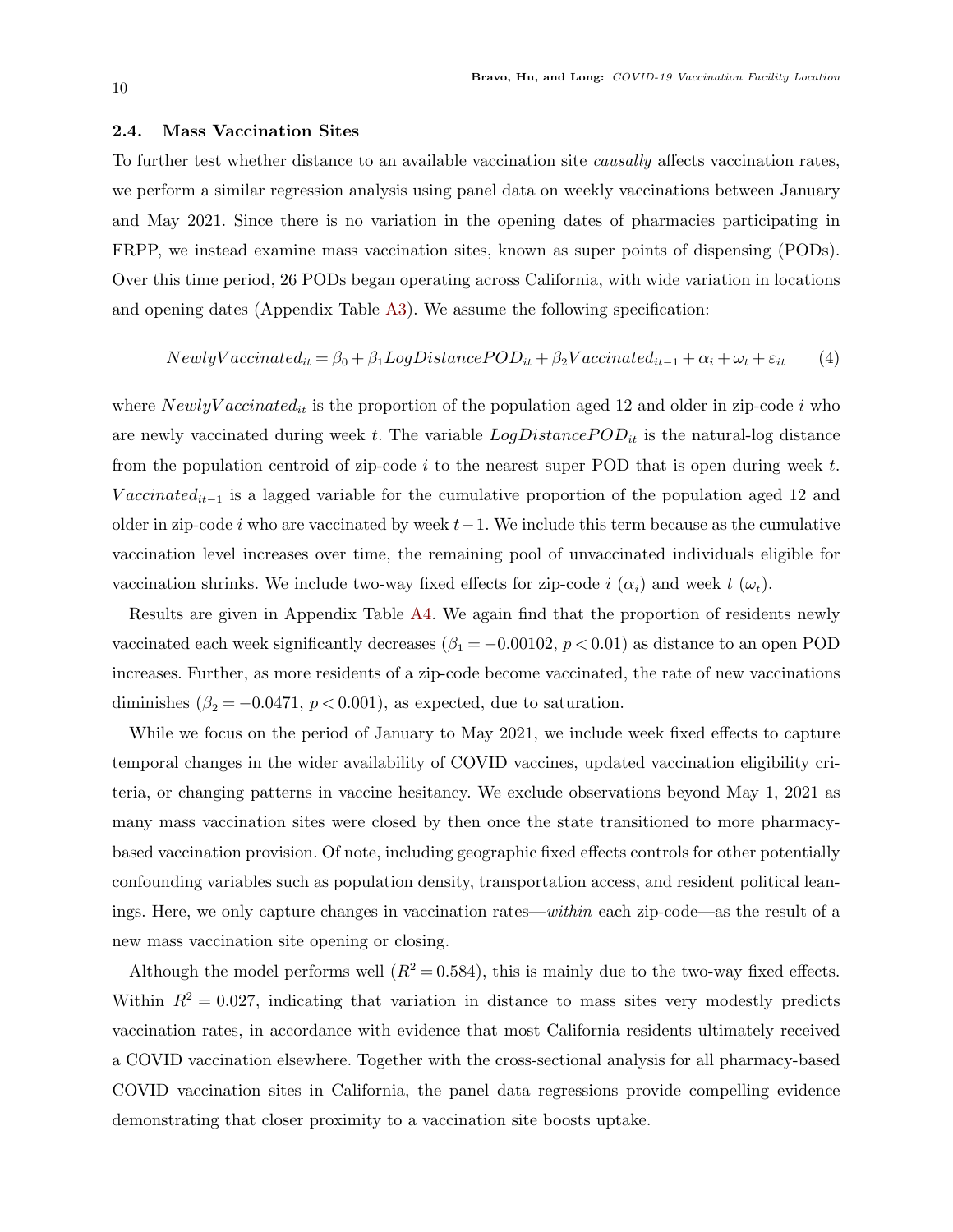### 2.4. Mass Vaccination Sites

To further test whether distance to an available vaccination site *causally* affects vaccination rates, we perform a similar regression analysis using panel data on weekly vaccinations between January and May 2021. Since there is no variation in the opening dates of pharmacies participating in FRPP, we instead examine mass vaccination sites, known as super points of dispensing (PODs). Over this time period, 26 PODs began operating across California, with wide variation in locations and opening dates (Appendix Table A3). We assume the following specification:

$$NewlyVaccinated_{it} = \beta_0 + \beta_1 LogDistancePOD_{it} + \beta_2 Vaccinated_{it-1} + \alpha_i + \omega_t + \varepsilon_{it} \tag{4}$$

where $NewlyVaccinated_{it}$ is the proportion of the population aged 12 and older in zip-code $i$ who are newly vaccinated during week $t$. The variable $LogDistancePOD_{it}$ is the natural-log distance from the population centroid of zip-code $i$ to the nearest super POD that is open during week $t$. $Vaccinated_{it-1}$ is a lagged variable for the cumulative proportion of the population aged 12 and older in zip-code $i$ who are vaccinated by week $t-1$. We include this term because as the cumulative vaccination level increases over time, the remaining pool of unvaccinated individuals eligible for vaccination shrinks. We include two-way fixed effects for zip-code $i$ ($\alpha_i$) and week $t$ ($\omega_t$).

Results are given in Appendix Table A4. We again find that the proportion of residents newly vaccinated each week significantly decreases ($\beta_1 = -0.00102$, $p < 0.01$) as distance to an open POD increases. Further, as more residents of a zip-code become vaccinated, the rate of new vaccinations diminishes ($\beta_2 = -0.0471$, $p < 0.001$), as expected, due to saturation.

While we focus on the period of January to May 2021, we include week fixed effects to capture temporal changes in the wider availability of COVID vaccines, updated vaccination eligibility criteria, or changing patterns in vaccine hesitancy. We exclude observations beyond May 1, 2021 as many mass vaccination sites were closed by then once the state transitioned to more pharmacy-based vaccination provision. Of note, including geographic fixed effects controls for other potentially confounding variables such as population density, transportation access, and resident political leanings. Here, we only capture changes in vaccination rates—*within* each zip-code—as the result of a new mass vaccination site opening or closing.

Although the model performs well ($R^2 = 0.584$), this is mainly due to the two-way fixed effects. Within $R^2 = 0.027$, indicating that variation in distance to mass sites very modestly predicts vaccination rates, in accordance with evidence that most California residents ultimately received a COVID vaccination elsewhere. Together with the cross-sectional analysis for all pharmacy-based COVID vaccination sites in California, the panel data regressions provide compelling evidence demonstrating that closer proximity to a vaccination site boosts uptake.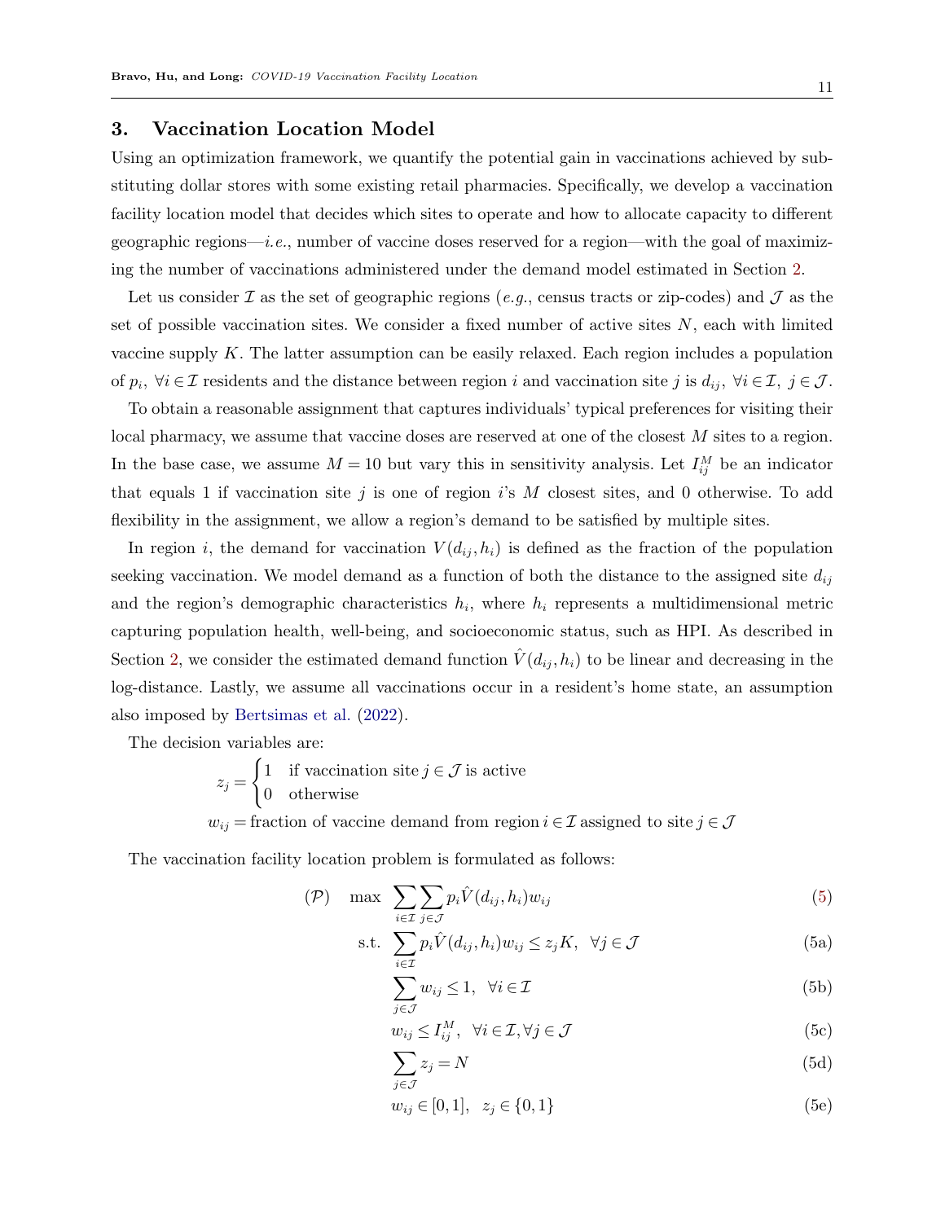## 3. Vaccination Location Model

Using an optimization framework, we quantify the potential gain in vaccinations achieved by substituting dollar stores with some existing retail pharmacies. Specifically, we develop a vaccination facility location model that decides which sites to operate and how to allocate capacity to different geographic regions—*i.e.*, number of vaccine doses reserved for a region—with the goal of maximizing the number of vaccinations administered under the demand model estimated in Section 2.

Let us consider $\mathcal{I}$ as the set of geographic regions (*e.g.*, census tracts or zip-codes) and $\mathcal{J}$ as the set of possible vaccination sites. We consider a fixed number of active sites $N$, each with limited vaccine supply $K$. The latter assumption can be easily relaxed. Each region includes a population of $p_i,\ \forall i \in \mathcal{I}$ residents and the distance between region $i$ and vaccination site $j$ is $d_{ij},\ \forall i \in \mathcal{I},\ j \in \mathcal{J}$.

To obtain a reasonable assignment that captures individuals' typical preferences for visiting their local pharmacy, we assume that vaccine doses are reserved at one of the closest $M$ sites to a region. In the base case, we assume $M = 10$ but vary this in sensitivity analysis. Let $I_{ij}^M$ be an indicator that equals 1 if vaccination site $j$ is one of region $i$'s $M$ closest sites, and 0 otherwise. To add flexibility in the assignment, we allow a region's demand to be satisfied by multiple sites.

In region $i$, the demand for vaccination $V(d_{ij}, h_i)$ is defined as the fraction of the population seeking vaccination. We model demand as a function of both the distance to the assigned site $d_{ij}$ and the region's demographic characteristics $h_i$, where $h_i$ represents a multidimensional metric capturing population health, well-being, and socioeconomic status, such as HPI. As described in Section 2, we consider the estimated demand function $\hat{V}(d_{ij}, h_i)$ to be linear and decreasing in the log-distance. Lastly, we assume all vaccinations occur in a resident's home state, an assumption also imposed by Bertsimas et al. (2022).

The decision variables are:

$$z_j = \begin{cases} 1 & \text{if vaccination site } j \in \mathcal{J} \text{ is active} \\ 0 & \text{otherwise} \end{cases}$$

$$w_{ij} = \text{fraction of vaccine demand from region } i \in \mathcal{I} \text{ assigned to site } j \in \mathcal{J}$$

The vaccination facility location problem is formulated as follows:

$$(\mathcal{P}) \quad \max \ \sum_{i \in \mathcal{I}} \sum_{j \in \mathcal{J}} p_i \hat{V}(d_{ij}, h_i) w_{ij} \tag{5}$$

$$\text{s.t.} \ \sum_{i \in \mathcal{I}} p_i \hat{V}(d_{ij}, h_i) w_{ij} \leq z_j K, \ \ \forall j \in \mathcal{J} \tag{5a}$$

$$\sum_{j \in \mathcal{J}} w_{ij} \leq 1, \ \ \forall i \in \mathcal{I} \tag{5b}$$

$$w_{ij} \leq I_{ij}^M, \ \ \forall i \in \mathcal{I}, \forall j \in \mathcal{J} \tag{5c}$$

$$\sum_{j \in \mathcal{J}} z_j = N \tag{5d}$$

$$w_{ij} \in [0,1], \ \ z_j \in \{0,1\} \tag{5e}$$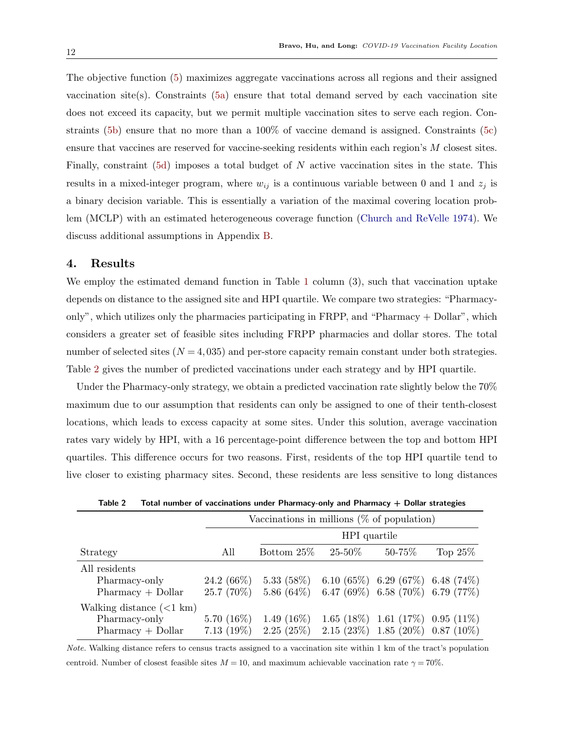The objective function (5) maximizes aggregate vaccinations across all regions and their assigned vaccination site(s). Constraints (5a) ensure that total demand served by each vaccination site does not exceed its capacity, but we permit multiple vaccination sites to serve each region. Constraints (5b) ensure that no more than a 100% of vaccine demand is assigned. Constraints (5c) ensure that vaccines are reserved for vaccine-seeking residents within each region's $M$ closest sites. Finally, constraint (5d) imposes a total budget of $N$ active vaccination sites in the state. This results in a mixed-integer program, where $w_{ij}$ is a continuous variable between 0 and 1 and $z_j$ is a binary decision variable. This is essentially a variation of the maximal covering location problem (MCLP) with an estimated heterogeneous coverage function (Church and ReVelle 1974). We discuss additional assumptions in Appendix B.

## 4. Results

We employ the estimated demand function in Table 1 column (3), such that vaccination uptake depends on distance to the assigned site and HPI quartile. We compare two strategies: "Pharmacy-only", which utilizes only the pharmacies participating in FRPP, and "Pharmacy + Dollar", which considers a greater set of feasible sites including FRPP pharmacies and dollar stores. The total number of selected sites ($N = 4,035$) and per-store capacity remain constant under both strategies. Table 2 gives the number of predicted vaccinations under each strategy and by HPI quartile.

Under the Pharmacy-only strategy, we obtain a predicted vaccination rate slightly below the 70% maximum due to our assumption that residents can only be assigned to one of their tenth-closest locations, which leads to excess capacity at some sites. Under this solution, average vaccination rates vary widely by HPI, with a 16 percentage-point difference between the top and bottom HPI quartiles. This difference occurs for two reasons. First, residents of the top HPI quartile tend to live closer to existing pharmacy sites. Second, these residents are less sensitive to long distances

**Table 2** Total number of vaccinations under Pharmacy-only and Pharmacy + Dollar strategies

| | Vaccinations in millions (% of population) | | | | |
|---|---|---|---|---|---|
| | | HPI quartile | | | |
| Strategy | All | Bottom 25% | 25-50% | 50-75% | Top 25% |
| All residents | | | | | |
| Pharmacy-only | 24.2 (66%) | 5.33 (58%) | 6.10 (65%) | 6.29 (67%) | 6.48 (74%) |
| Pharmacy + Dollar | 25.7 (70%) | 5.86 (64%) | 6.47 (69%) | 6.58 (70%) | 6.79 (77%) |
| Walking distance (<1 km) | | | | | |
| Pharmacy-only | 5.70 (16%) | 1.49 (16%) | 1.65 (18%) | 1.61 (17%) | 0.95 (11%) |
| Pharmacy + Dollar | 7.13 (19%) | 2.25 (25%) | 2.15 (23%) | 1.85 (20%) | 0.87 (10%) |

*Note.* Walking distance refers to census tracts assigned to a vaccination site within 1 km of the tract's population centroid. Number of closest feasible sites $M = 10$, and maximum achievable vaccination rate $\gamma = 70\%$.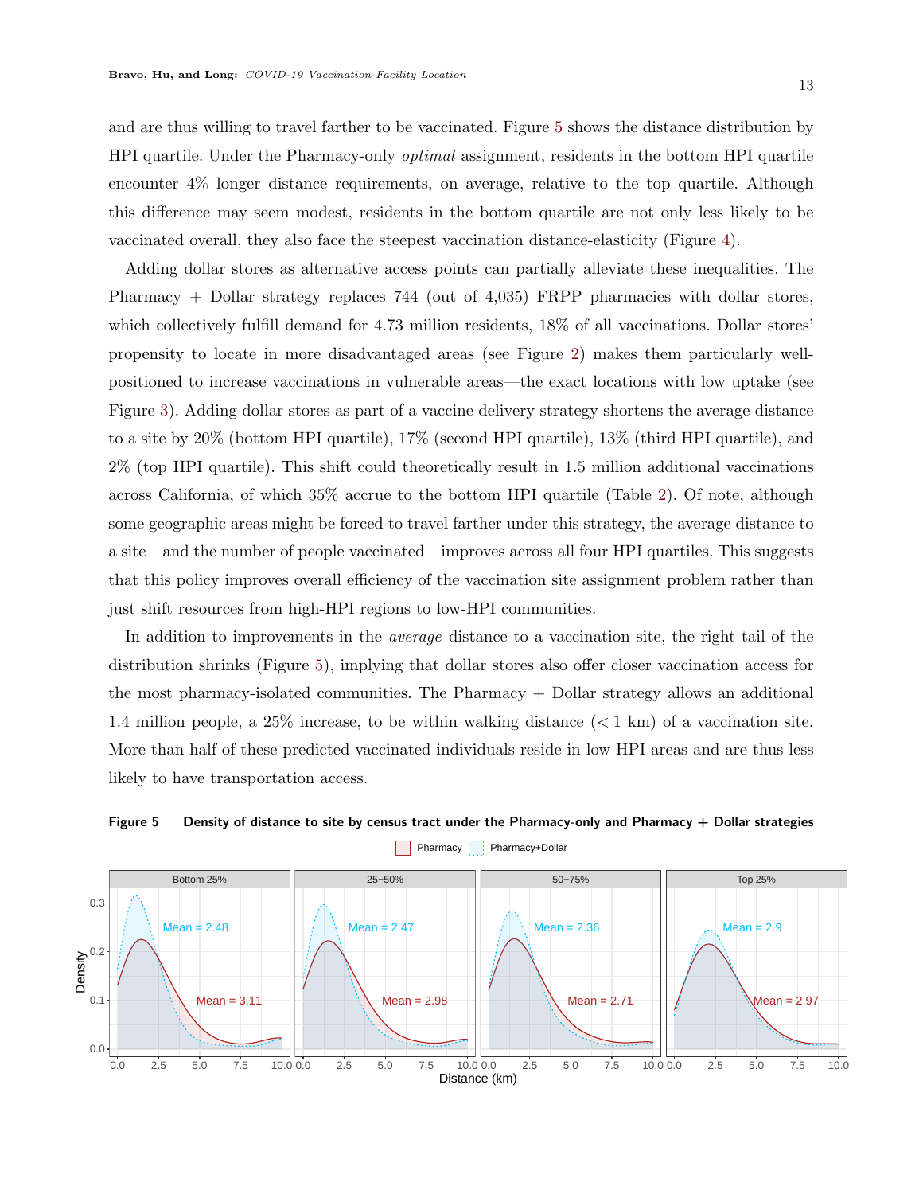and are thus willing to travel farther to be vaccinated. Figure 5 shows the distance distribution by HPI quartile. Under the Pharmacy-only *optimal* assignment, residents in the bottom HPI quartile encounter 4% longer distance requirements, on average, relative to the top quartile. Although this difference may seem modest, residents in the bottom quartile are not only less likely to be vaccinated overall, they also face the steepest vaccination distance-elasticity (Figure 4).

Adding dollar stores as alternative access points can partially alleviate these inequalities. The Pharmacy + Dollar strategy replaces 744 (out of 4,035) FRPP pharmacies with dollar stores, which collectively fulfill demand for 4.73 million residents, 18% of all vaccinations. Dollar stores' propensity to locate in more disadvantaged areas (see Figure 2) makes them particularly well-positioned to increase vaccinations in vulnerable areas—the exact locations with low uptake (see Figure 3). Adding dollar stores as part of a vaccine delivery strategy shortens the average distance to a site by 20% (bottom HPI quartile), 17% (second HPI quartile), 13% (third HPI quartile), and 2% (top HPI quartile). This shift could theoretically result in 1.5 million additional vaccinations across California, of which 35% accrue to the bottom HPI quartile (Table 2). Of note, although some geographic areas might be forced to travel farther under this strategy, the average distance to a site—and the number of people vaccinated—improves across all four HPI quartiles. This suggests that this policy improves overall efficiency of the vaccination site assignment problem rather than just shift resources from high-HPI regions to low-HPI communities.

In addition to improvements in the *average* distance to a vaccination site, the right tail of the distribution shrinks (Figure 5), implying that dollar stores also offer closer vaccination access for the most pharmacy-isolated communities. The Pharmacy + Dollar strategy allows an additional 1.4 million people, a 25% increase, to be within walking distance (< 1 km) of a vaccination site. More than half of these predicted vaccinated individuals reside in low HPI areas and are thus less likely to have transportation access.

**Figure 5 Density of distance to site by census tract under the Pharmacy-only and Pharmacy + Dollar strategies**

Pharmacy
Pharmacy+Dollar

Bottom 25%
Mean = 2.48
Mean = 3.11

25–50%
Mean = 2.47
Mean = 2.98

50–75%
Mean = 2.36
Mean = 2.71

Top 25%
Mean = 2.9
Mean = 2.97

Density
Distance (km)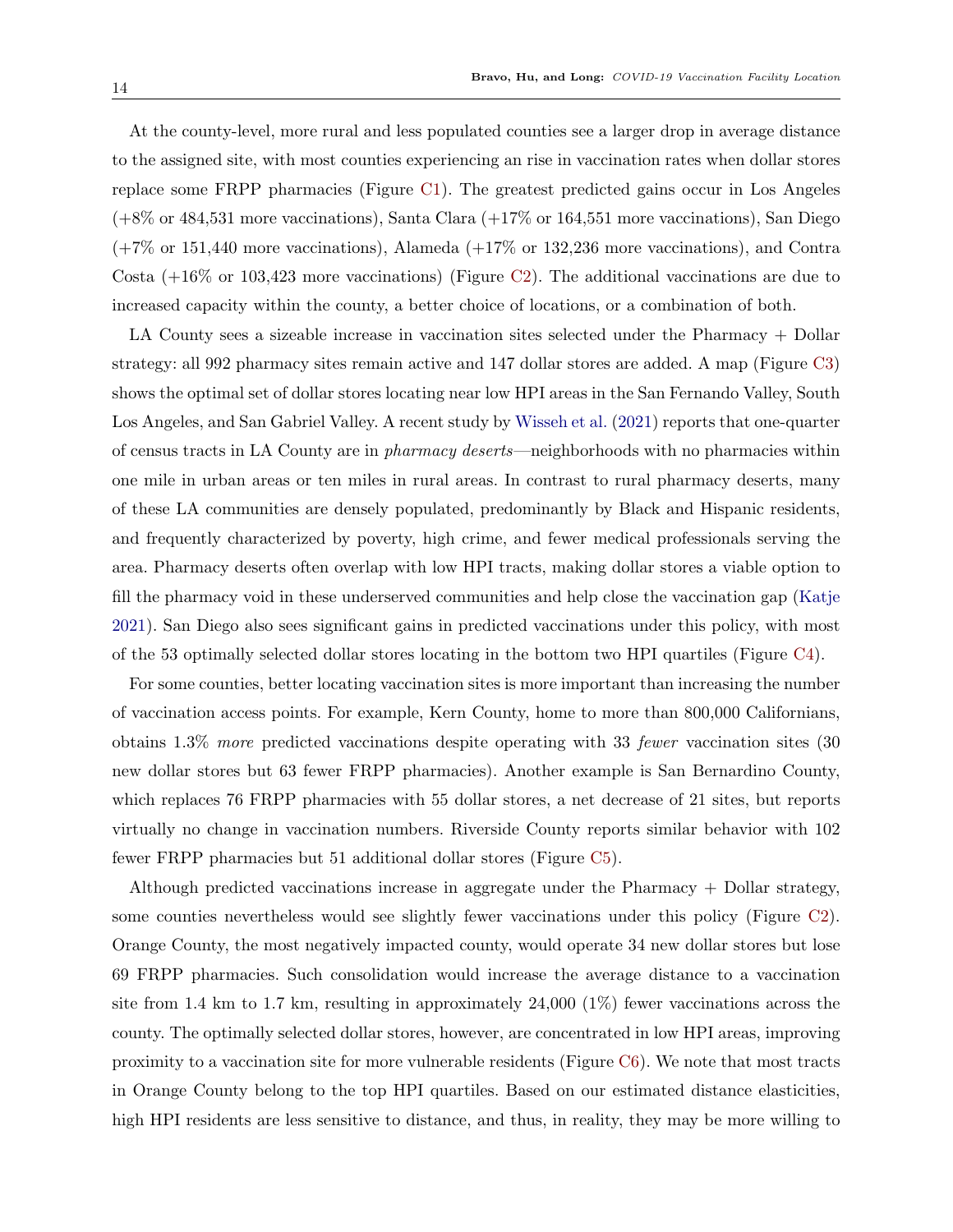At the county-level, more rural and less populated counties see a larger drop in average distance to the assigned site, with most counties experiencing an rise in vaccination rates when dollar stores replace some FRPP pharmacies (Figure C1). The greatest predicted gains occur in Los Angeles (+8% or 484,531 more vaccinations), Santa Clara (+17% or 164,551 more vaccinations), San Diego (+7% or 151,440 more vaccinations), Alameda (+17% or 132,236 more vaccinations), and Contra Costa (+16% or 103,423 more vaccinations) (Figure C2). The additional vaccinations are due to increased capacity within the county, a better choice of locations, or a combination of both.

LA County sees a sizeable increase in vaccination sites selected under the Pharmacy + Dollar strategy: all 992 pharmacy sites remain active and 147 dollar stores are added. A map (Figure C3) shows the optimal set of dollar stores locating near low HPI areas in the San Fernando Valley, South Los Angeles, and San Gabriel Valley. A recent study by Wisseh et al. (2021) reports that one-quarter of census tracts in LA County are in *pharmacy deserts*—neighborhoods with no pharmacies within one mile in urban areas or ten miles in rural areas. In contrast to rural pharmacy deserts, many of these LA communities are densely populated, predominantly by Black and Hispanic residents, and frequently characterized by poverty, high crime, and fewer medical professionals serving the area. Pharmacy deserts often overlap with low HPI tracts, making dollar stores a viable option to fill the pharmacy void in these underserved communities and help close the vaccination gap (Katje 2021). San Diego also sees significant gains in predicted vaccinations under this policy, with most of the 53 optimally selected dollar stores locating in the bottom two HPI quartiles (Figure C4).

For some counties, better locating vaccination sites is more important than increasing the number of vaccination access points. For example, Kern County, home to more than 800,000 Californians, obtains 1.3% *more* predicted vaccinations despite operating with 33 *fewer* vaccination sites (30 new dollar stores but 63 fewer FRPP pharmacies). Another example is San Bernardino County, which replaces 76 FRPP pharmacies with 55 dollar stores, a net decrease of 21 sites, but reports virtually no change in vaccination numbers. Riverside County reports similar behavior with 102 fewer FRPP pharmacies but 51 additional dollar stores (Figure C5).

Although predicted vaccinations increase in aggregate under the Pharmacy + Dollar strategy, some counties nevertheless would see slightly fewer vaccinations under this policy (Figure C2). Orange County, the most negatively impacted county, would operate 34 new dollar stores but lose 69 FRPP pharmacies. Such consolidation would increase the average distance to a vaccination site from 1.4 km to 1.7 km, resulting in approximately 24,000 (1%) fewer vaccinations across the county. The optimally selected dollar stores, however, are concentrated in low HPI areas, improving proximity to a vaccination site for more vulnerable residents (Figure C6). We note that most tracts in Orange County belong to the top HPI quartiles. Based on our estimated distance elasticities, high HPI residents are less sensitive to distance, and thus, in reality, they may be more willing to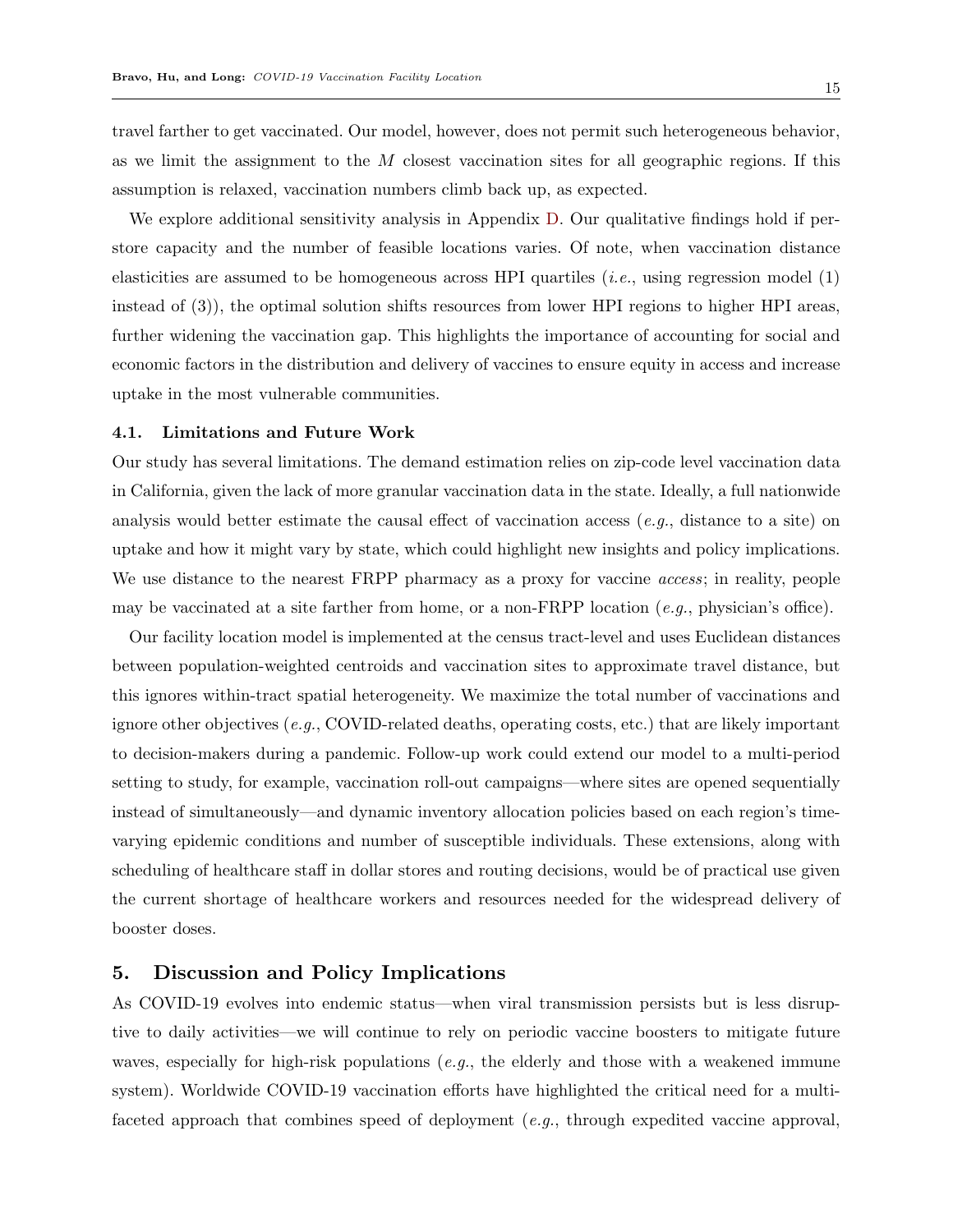travel farther to get vaccinated. Our model, however, does not permit such heterogeneous behavior, as we limit the assignment to the $M$ closest vaccination sites for all geographic regions. If this assumption is relaxed, vaccination numbers climb back up, as expected.

We explore additional sensitivity analysis in Appendix D. Our qualitative findings hold if per-store capacity and the number of feasible locations varies. Of note, when vaccination distance elasticities are assumed to be homogeneous across HPI quartiles (*i.e.*, using regression model (1) instead of (3)), the optimal solution shifts resources from lower HPI regions to higher HPI areas, further widening the vaccination gap. This highlights the importance of accounting for social and economic factors in the distribution and delivery of vaccines to ensure equity in access and increase uptake in the most vulnerable communities.

### 4.1. Limitations and Future Work

Our study has several limitations. The demand estimation relies on zip-code level vaccination data in California, given the lack of more granular vaccination data in the state. Ideally, a full nationwide analysis would better estimate the causal effect of vaccination access (*e.g.*, distance to a site) on uptake and how it might vary by state, which could highlight new insights and policy implications. We use distance to the nearest FRPP pharmacy as a proxy for vaccine *access*; in reality, people may be vaccinated at a site farther from home, or a non-FRPP location (*e.g.*, physician's office).

Our facility location model is implemented at the census tract-level and uses Euclidean distances between population-weighted centroids and vaccination sites to approximate travel distance, but this ignores within-tract spatial heterogeneity. We maximize the total number of vaccinations and ignore other objectives (*e.g.*, COVID-related deaths, operating costs, etc.) that are likely important to decision-makers during a pandemic. Follow-up work could extend our model to a multi-period setting to study, for example, vaccination roll-out campaigns—where sites are opened sequentially instead of simultaneously—and dynamic inventory allocation policies based on each region's time-varying epidemic conditions and number of susceptible individuals. These extensions, along with scheduling of healthcare staff in dollar stores and routing decisions, would be of practical use given the current shortage of healthcare workers and resources needed for the widespread delivery of booster doses.

## 5. Discussion and Policy Implications

As COVID-19 evolves into endemic status—when viral transmission persists but is less disruptive to daily activities—we will continue to rely on periodic vaccine boosters to mitigate future waves, especially for high-risk populations (*e.g.*, the elderly and those with a weakened immune system). Worldwide COVID-19 vaccination efforts have highlighted the critical need for a multi-faceted approach that combines speed of deployment (*e.g.*, through expedited vaccine approval,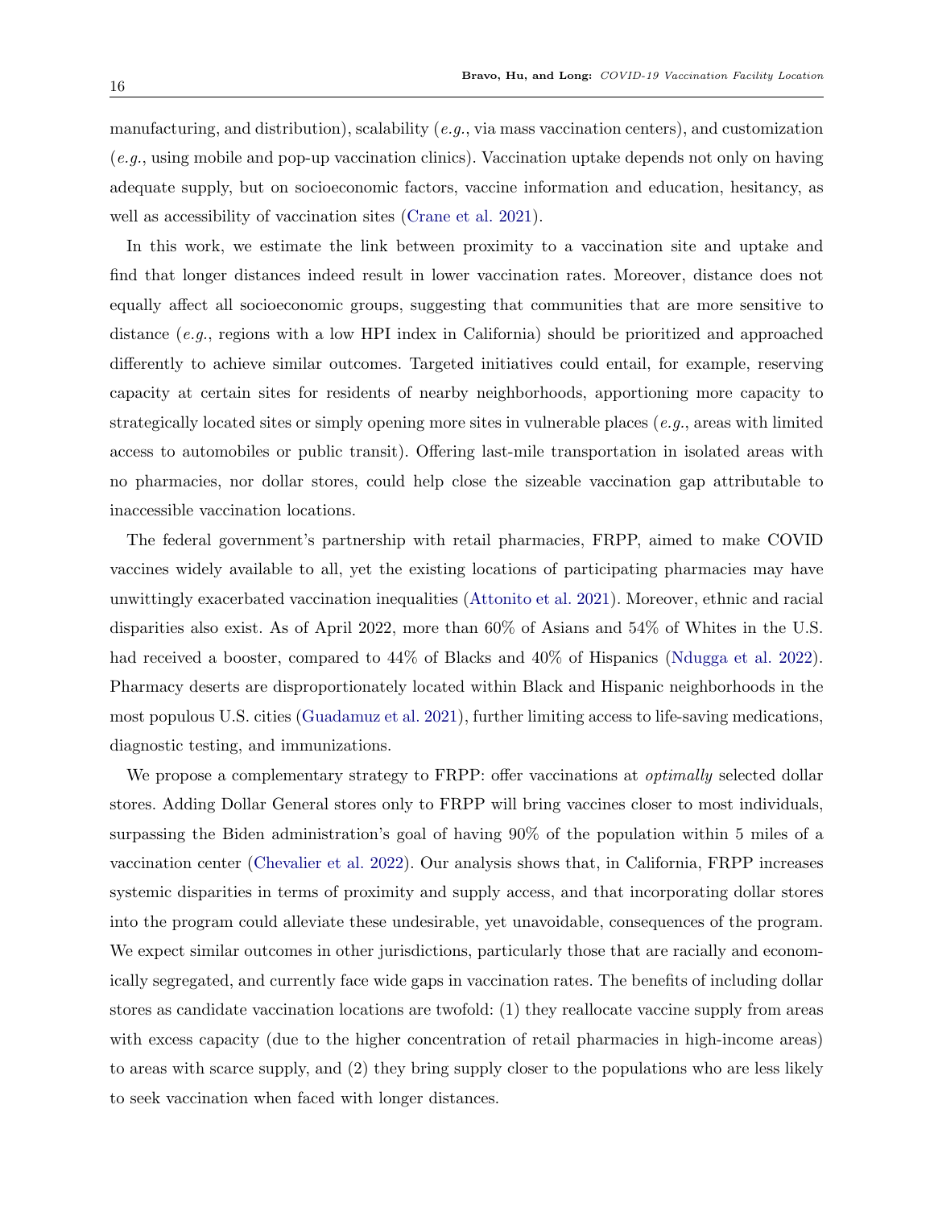manufacturing, and distribution), scalability (*e.g.*, via mass vaccination centers), and customization (*e.g.*, using mobile and pop-up vaccination clinics). Vaccination uptake depends not only on having adequate supply, but on socioeconomic factors, vaccine information and education, hesitancy, as well as accessibility of vaccination sites (Crane et al. 2021).

In this work, we estimate the link between proximity to a vaccination site and uptake and find that longer distances indeed result in lower vaccination rates. Moreover, distance does not equally affect all socioeconomic groups, suggesting that communities that are more sensitive to distance (*e.g.*, regions with a low HPI index in California) should be prioritized and approached differently to achieve similar outcomes. Targeted initiatives could entail, for example, reserving capacity at certain sites for residents of nearby neighborhoods, apportioning more capacity to strategically located sites or simply opening more sites in vulnerable places (*e.g.*, areas with limited access to automobiles or public transit). Offering last-mile transportation in isolated areas with no pharmacies, nor dollar stores, could help close the sizeable vaccination gap attributable to inaccessible vaccination locations.

The federal government's partnership with retail pharmacies, FRPP, aimed to make COVID vaccines widely available to all, yet the existing locations of participating pharmacies may have unwittingly exacerbated vaccination inequalities (Attonito et al. 2021). Moreover, ethnic and racial disparities also exist. As of April 2022, more than 60% of Asians and 54% of Whites in the U.S. had received a booster, compared to 44% of Blacks and 40% of Hispanics (Ndugga et al. 2022). Pharmacy deserts are disproportionately located within Black and Hispanic neighborhoods in the most populous U.S. cities (Guadamuz et al. 2021), further limiting access to life-saving medications, diagnostic testing, and immunizations.

We propose a complementary strategy to FRPP: offer vaccinations at *optimally* selected dollar stores. Adding Dollar General stores only to FRPP will bring vaccines closer to most individuals, surpassing the Biden administration's goal of having 90% of the population within 5 miles of a vaccination center (Chevalier et al. 2022). Our analysis shows that, in California, FRPP increases systemic disparities in terms of proximity and supply access, and that incorporating dollar stores into the program could alleviate these undesirable, yet unavoidable, consequences of the program. We expect similar outcomes in other jurisdictions, particularly those that are racially and economically segregated, and currently face wide gaps in vaccination rates. The benefits of including dollar stores as candidate vaccination locations are twofold: (1) they reallocate vaccine supply from areas with excess capacity (due to the higher concentration of retail pharmacies in high-income areas) to areas with scarce supply, and (2) they bring supply closer to the populations who are less likely to seek vaccination when faced with longer distances.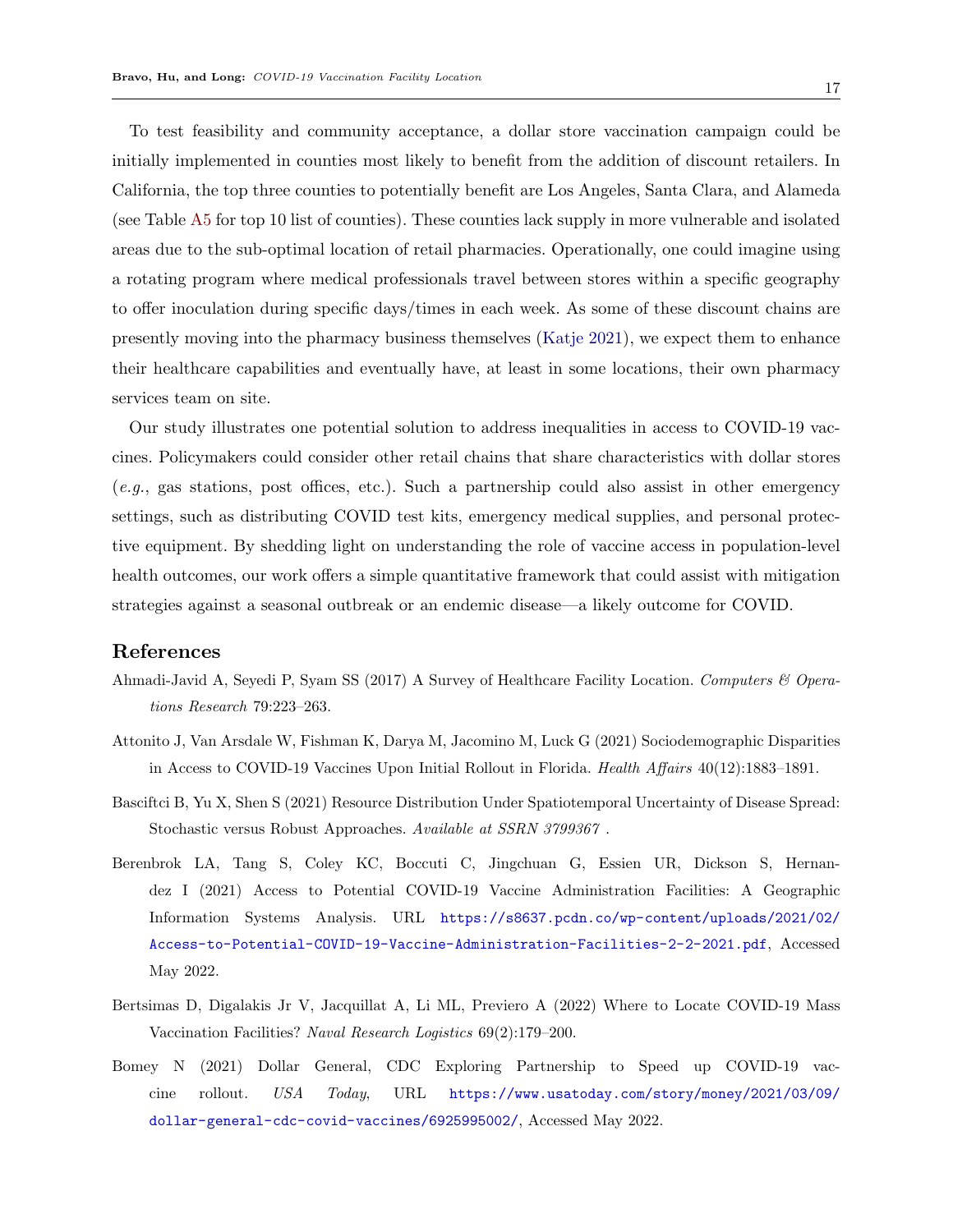To test feasibility and community acceptance, a dollar store vaccination campaign could be initially implemented in counties most likely to benefit from the addition of discount retailers. In California, the top three counties to potentially benefit are Los Angeles, Santa Clara, and Alameda (see Table A5 for top 10 list of counties). These counties lack supply in more vulnerable and isolated areas due to the sub-optimal location of retail pharmacies. Operationally, one could imagine using a rotating program where medical professionals travel between stores within a specific geography to offer inoculation during specific days/times in each week. As some of these discount chains are presently moving into the pharmacy business themselves (Katje 2021), we expect them to enhance their healthcare capabilities and eventually have, at least in some locations, their own pharmacy services team on site.

Our study illustrates one potential solution to address inequalities in access to COVID-19 vaccines. Policymakers could consider other retail chains that share characteristics with dollar stores (*e.g.*, gas stations, post offices, etc.). Such a partnership could also assist in other emergency settings, such as distributing COVID test kits, emergency medical supplies, and personal protective equipment. By shedding light on understanding the role of vaccine access in population-level health outcomes, our work offers a simple quantitative framework that could assist with mitigation strategies against a seasonal outbreak or an endemic disease—a likely outcome for COVID.

## References

Ahmadi-Javid A, Seyedi P, Syam SS (2017) A Survey of Healthcare Facility Location. *Computers & Operations Research* 79:223–263.

Attonito J, Van Arsdale W, Fishman K, Darya M, Jacomino M, Luck G (2021) Sociodemographic Disparities in Access to COVID-19 Vaccines Upon Initial Rollout in Florida. *Health Affairs* 40(12):1883–1891.

Basciftci B, Yu X, Shen S (2021) Resource Distribution Under Spatiotemporal Uncertainty of Disease Spread: Stochastic versus Robust Approaches. *Available at SSRN 3799367* .

Berenbrok LA, Tang S, Coley KC, Boccuti C, Jingchuan G, Essien UR, Dickson S, Hernandez I (2021) Access to Potential COVID-19 Vaccine Administration Facilities: A Geographic Information Systems Analysis. URL https://s8637.pcdn.co/wp-content/uploads/2021/02/Access-to-Potential-COVID-19-Vaccine-Administration-Facilities-2-2-2021.pdf, Accessed May 2022.

Bertsimas D, Digalakis Jr V, Jacquillat A, Li ML, Previero A (2022) Where to Locate COVID-19 Mass Vaccination Facilities? *Naval Research Logistics* 69(2):179–200.

Bomey N (2021) Dollar General, CDC Exploring Partnership to Speed up COVID-19 vaccine rollout. *USA Today*, URL https://www.usatoday.com/story/money/2021/03/09/dollar-general-cdc-covid-vaccines/6925995002/, Accessed May 2022.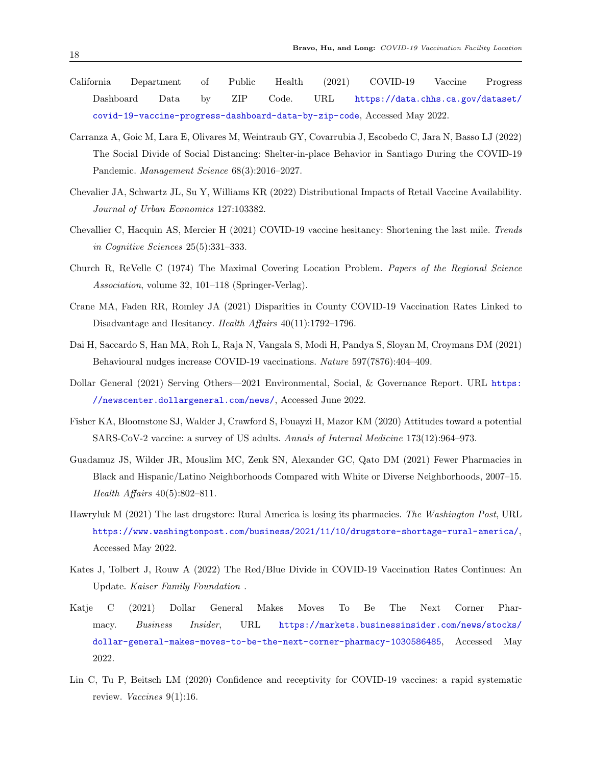California Department of Public Health (2021) COVID-19 Vaccine Progress Dashboard Data by ZIP Code. URL https://data.chhs.ca.gov/dataset/covid-19-vaccine-progress-dashboard-data-by-zip-code, Accessed May 2022.

Carranza A, Goic M, Lara E, Olivares M, Weintraub GY, Covarrubia J, Escobedo C, Jara N, Basso LJ (2022) The Social Divide of Social Distancing: Shelter-in-place Behavior in Santiago During the COVID-19 Pandemic. *Management Science* 68(3):2016–2027.

Chevalier JA, Schwartz JL, Su Y, Williams KR (2022) Distributional Impacts of Retail Vaccine Availability. *Journal of Urban Economics* 127:103382.

Chevallier C, Hacquin AS, Mercier H (2021) COVID-19 vaccine hesitancy: Shortening the last mile. *Trends in Cognitive Sciences* 25(5):331–333.

Church R, ReVelle C (1974) The Maximal Covering Location Problem. *Papers of the Regional Science Association*, volume 32, 101–118 (Springer-Verlag).

Crane MA, Faden RR, Romley JA (2021) Disparities in County COVID-19 Vaccination Rates Linked to Disadvantage and Hesitancy. *Health Affairs* 40(11):1792–1796.

Dai H, Saccardo S, Han MA, Roh L, Raja N, Vangala S, Modi H, Pandya S, Sloyan M, Croymans DM (2021) Behavioural nudges increase COVID-19 vaccinations. *Nature* 597(7876):404–409.

Dollar General (2021) Serving Others—2021 Environmental, Social, & Governance Report. URL https://newscenter.dollargeneral.com/news/, Accessed June 2022.

Fisher KA, Bloomstone SJ, Walder J, Crawford S, Fouayzi H, Mazor KM (2020) Attitudes toward a potential SARS-CoV-2 vaccine: a survey of US adults. *Annals of Internal Medicine* 173(12):964–973.

Guadamuz JS, Wilder JR, Mouslim MC, Zenk SN, Alexander GC, Qato DM (2021) Fewer Pharmacies in Black and Hispanic/Latino Neighborhoods Compared with White or Diverse Neighborhoods, 2007–15. *Health Affairs* 40(5):802–811.

Hawryluk M (2021) The last drugstore: Rural America is losing its pharmacies. *The Washington Post*, URL https://www.washingtonpost.com/business/2021/11/10/drugstore-shortage-rural-america/, Accessed May 2022.

Kates J, Tolbert J, Rouw A (2022) The Red/Blue Divide in COVID-19 Vaccination Rates Continues: An Update. *Kaiser Family Foundation* .

Katje C (2021) Dollar General Makes Moves To Be The Next Corner Pharmacy. *Business Insider*, URL https://markets.businessinsider.com/news/stocks/dollar-general-makes-moves-to-be-the-next-corner-pharmacy-1030586485, Accessed May 2022.

Lin C, Tu P, Beitsch LM (2020) Confidence and receptivity for COVID-19 vaccines: a rapid systematic review. *Vaccines* 9(1):16.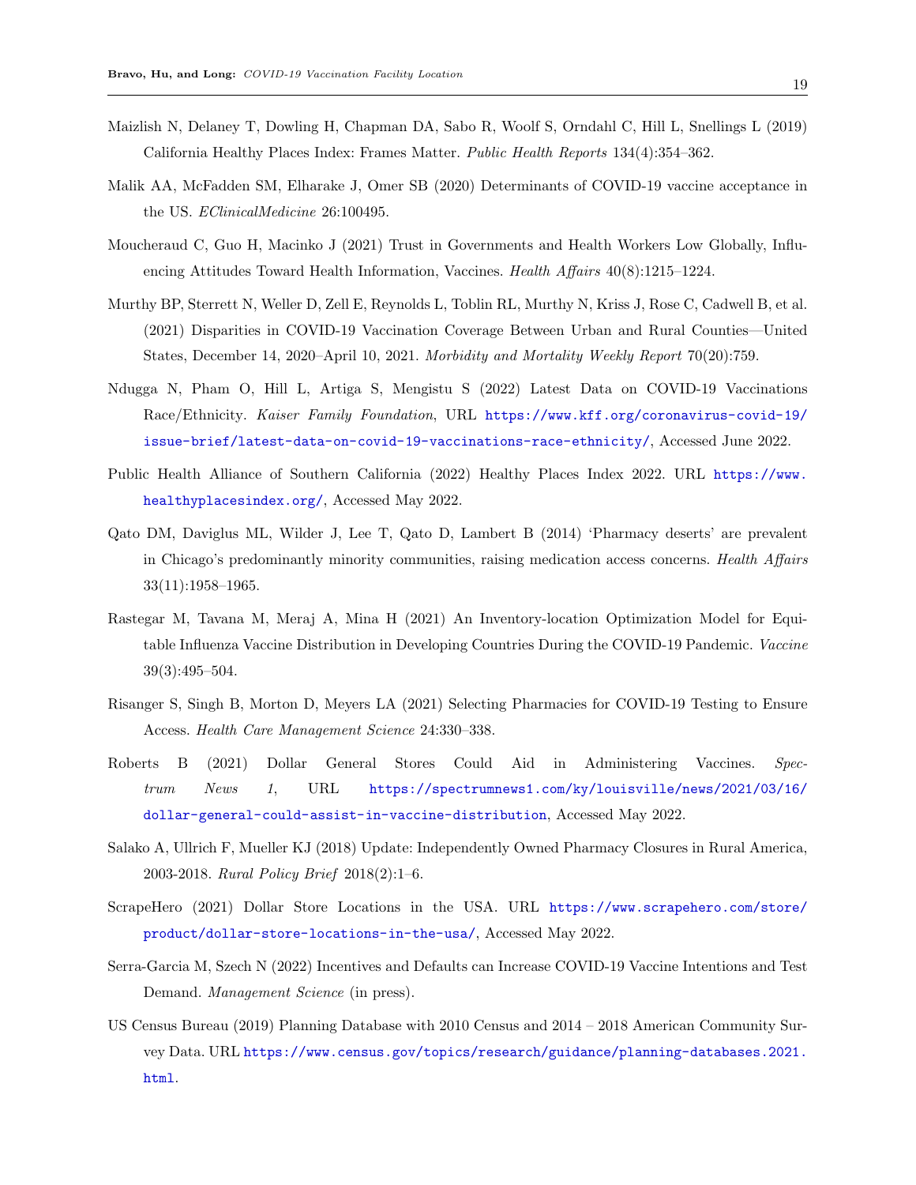Maizlish N, Delaney T, Dowling H, Chapman DA, Sabo R, Woolf S, Orndahl C, Hill L, Snellings L (2019) California Healthy Places Index: Frames Matter. *Public Health Reports* 134(4):354–362.

Malik AA, McFadden SM, Elharake J, Omer SB (2020) Determinants of COVID-19 vaccine acceptance in the US. *EClinicalMedicine* 26:100495.

Moucheraud C, Guo H, Macinko J (2021) Trust in Governments and Health Workers Low Globally, Influencing Attitudes Toward Health Information, Vaccines. *Health Affairs* 40(8):1215–1224.

Murthy BP, Sterrett N, Weller D, Zell E, Reynolds L, Toblin RL, Murthy N, Kriss J, Rose C, Cadwell B, et al. (2021) Disparities in COVID-19 Vaccination Coverage Between Urban and Rural Counties—United States, December 14, 2020–April 10, 2021. *Morbidity and Mortality Weekly Report* 70(20):759.

Ndugga N, Pham O, Hill L, Artiga S, Mengistu S (2022) Latest Data on COVID-19 Vaccinations Race/Ethnicity. *Kaiser Family Foundation*, URL https://www.kff.org/coronavirus-covid-19/issue-brief/latest-data-on-covid-19-vaccinations-race-ethnicity/, Accessed June 2022.

Public Health Alliance of Southern California (2022) Healthy Places Index 2022. URL https://www.healthyplacesindex.org/, Accessed May 2022.

Qato DM, Daviglus ML, Wilder J, Lee T, Qato D, Lambert B (2014) 'Pharmacy deserts' are prevalent in Chicago's predominantly minority communities, raising medication access concerns. *Health Affairs* 33(11):1958–1965.

Rastegar M, Tavana M, Meraj A, Mina H (2021) An Inventory-location Optimization Model for Equitable Influenza Vaccine Distribution in Developing Countries During the COVID-19 Pandemic. *Vaccine* 39(3):495–504.

Risanger S, Singh B, Morton D, Meyers LA (2021) Selecting Pharmacies for COVID-19 Testing to Ensure Access. *Health Care Management Science* 24:330–338.

Roberts B (2021) Dollar General Stores Could Aid in Administering Vaccines. *Spectrum News 1*, URL https://spectrumnews1.com/ky/louisville/news/2021/03/16/dollar-general-could-assist-in-vaccine-distribution, Accessed May 2022.

Salako A, Ullrich F, Mueller KJ (2018) Update: Independently Owned Pharmacy Closures in Rural America, 2003-2018. *Rural Policy Brief* 2018(2):1–6.

ScrapeHero (2021) Dollar Store Locations in the USA. URL https://www.scrapehero.com/store/product/dollar-store-locations-in-the-usa/, Accessed May 2022.

Serra-Garcia M, Szech N (2022) Incentives and Defaults can Increase COVID-19 Vaccine Intentions and Test Demand. *Management Science* (in press).

US Census Bureau (2019) Planning Database with 2010 Census and 2014 – 2018 American Community Survey Data. URL https://www.census.gov/topics/research/guidance/planning-databases.2021.html.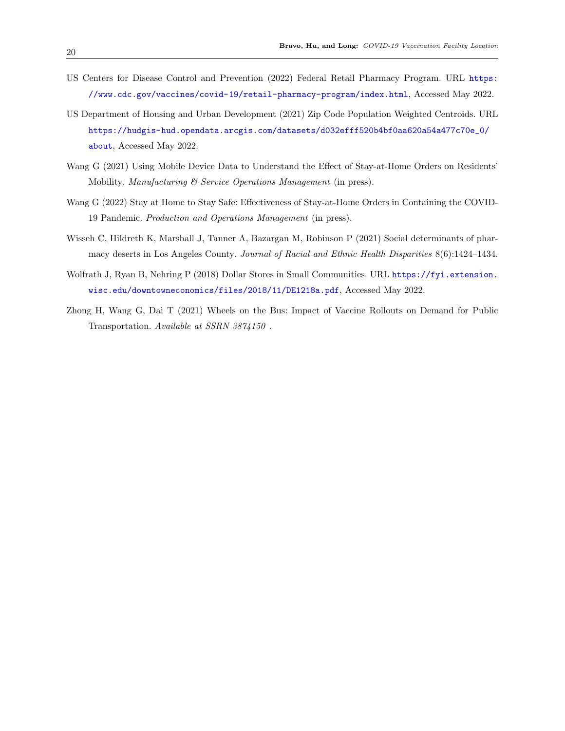US Centers for Disease Control and Prevention (2022) Federal Retail Pharmacy Program. URL https://www.cdc.gov/vaccines/covid-19/retail-pharmacy-program/index.html, Accessed May 2022.

US Department of Housing and Urban Development (2021) Zip Code Population Weighted Centroids. URL https://hudgis-hud.opendata.arcgis.com/datasets/d032efff520b4bf0aa620a54a477c70e_0/about, Accessed May 2022.

Wang G (2021) Using Mobile Device Data to Understand the Effect of Stay-at-Home Orders on Residents' Mobility. *Manufacturing & Service Operations Management* (in press).

Wang G (2022) Stay at Home to Stay Safe: Effectiveness of Stay-at-Home Orders in Containing the COVID-19 Pandemic. *Production and Operations Management* (in press).

Wisseh C, Hildreth K, Marshall J, Tanner A, Bazargan M, Robinson P (2021) Social determinants of pharmacy deserts in Los Angeles County. *Journal of Racial and Ethnic Health Disparities* 8(6):1424–1434.

Wolfrath J, Ryan B, Nehring P (2018) Dollar Stores in Small Communities. URL https://fyi.extension.wisc.edu/downtowneconomics/files/2018/11/DE1218a.pdf, Accessed May 2022.

Zhong H, Wang G, Dai T (2021) Wheels on the Bus: Impact of Vaccine Rollouts on Demand for Public Transportation. *Available at SSRN 3874150* .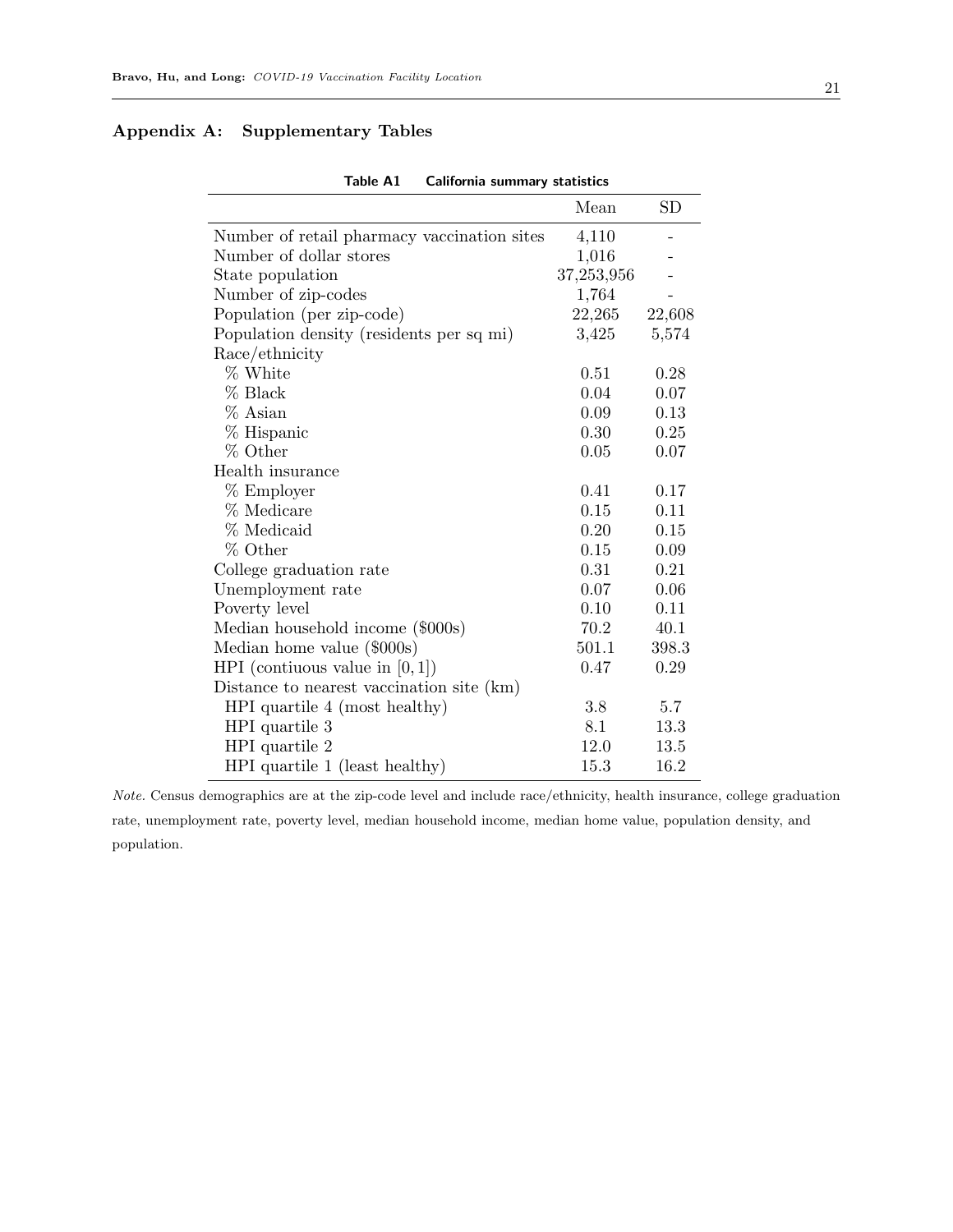## Appendix A: Supplementary Tables

**Table A1 California summary statistics**

| | Mean | SD |
|---|---|---|
| Number of retail pharmacy vaccination sites | 4,110 | - |
| Number of dollar stores | 1,016 | - |
| State population | 37,253,956 | - |
| Number of zip-codes | 1,764 | - |
| Population (per zip-code) | 22,265 | 22,608 |
| Population density (residents per sq mi) | 3,425 | 5,574 |
| Race/ethnicity | | |
| % White | 0.51 | 0.28 |
| % Black | 0.04 | 0.07 |
| % Asian | 0.09 | 0.13 |
| % Hispanic | 0.30 | 0.25 |
| % Other | 0.05 | 0.07 |
| Health insurance | | |
| % Employer | 0.41 | 0.17 |
| % Medicare | 0.15 | 0.11 |
| % Medicaid | 0.20 | 0.15 |
| % Other | 0.15 | 0.09 |
| College graduation rate | 0.31 | 0.21 |
| Unemployment rate | 0.07 | 0.06 |
| Poverty level | 0.10 | 0.11 |
| Median household income ($000s) | 70.2 | 40.1 |
| Median home value ($000s) | 501.1 | 398.3 |
| HPI (contiuous value in $[0, 1]$) | 0.47 | 0.29 |
| Distance to nearest vaccination site (km) | | |
| HPI quartile 4 (most healthy) | 3.8 | 5.7 |
| HPI quartile 3 | 8.1 | 13.3 |
| HPI quartile 2 | 12.0 | 13.5 |
| HPI quartile 1 (least healthy) | 15.3 | 16.2 |

*Note.* Census demographics are at the zip-code level and include race/ethnicity, health insurance, college graduation rate, unemployment rate, poverty level, median household income, median home value, population density, and population.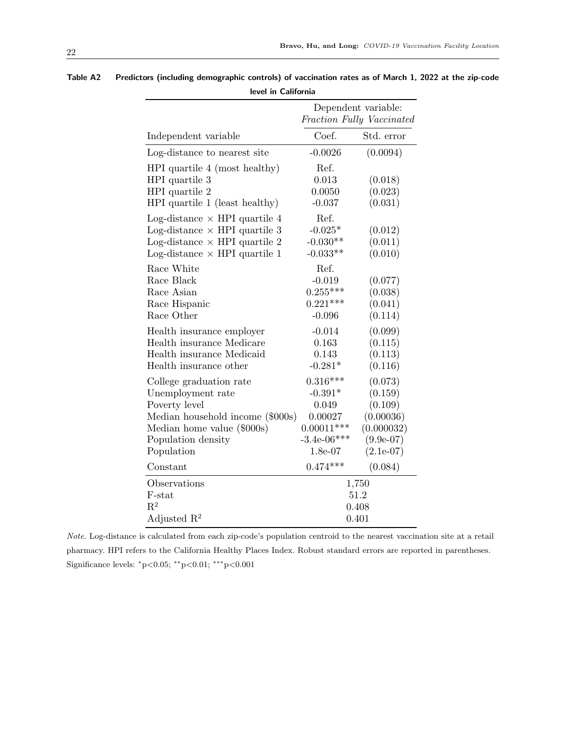**Table A2 Predictors (including demographic controls) of vaccination rates as of March 1, 2022 at the zip-code level in California**

| | Dependent variable: *Fraction Fully Vaccinated* | |
|---|---|---|
| Independent variable | Coef. | Std. error |
| Log-distance to nearest site | -0.0026 | (0.0094) |
| HPI quartile 4 (most healthy) | Ref. | |
| HPI quartile 3 | 0.013 | (0.018) |
| HPI quartile 2 | 0.0050 | (0.023) |
| HPI quartile 1 (least healthy) | -0.037 | (0.031) |
| Log-distance × HPI quartile 4 | Ref. | |
| Log-distance × HPI quartile 3 | -0.025* | (0.012) |
| Log-distance × HPI quartile 2 | -0.030** | (0.011) |
| Log-distance × HPI quartile 1 | -0.033** | (0.010) |
| Race White | Ref. | |
| Race Black | -0.019 | (0.077) |
| Race Asian | 0.255*** | (0.038) |
| Race Hispanic | 0.221*** | (0.041) |
| Race Other | -0.096 | (0.114) |
| Health insurance employer | -0.014 | (0.099) |
| Health insurance Medicare | 0.163 | (0.115) |
| Health insurance Medicaid | 0.143 | (0.113) |
| Health insurance other | -0.281* | (0.116) |
| College graduation rate | 0.316*** | (0.073) |
| Unemployment rate | -0.391* | (0.159) |
| Poverty level | 0.049 | (0.109) |
| Median household income ($000s) | 0.00027 | (0.00036) |
| Median home value ($000s) | 0.00011*** | (0.000032) |
| Population density | -3.4e-06*** | (9.9e-07) |
| Population | 1.8e-07 | (2.1e-07) |
| Constant | 0.474*** | (0.084) |
| Observations | 1,750 | |
| F-stat | 51.2 | |
| $R^2$ | 0.408 | |
| Adjusted $R^2$ | 0.401 | |

*Note.* Log-distance is calculated from each zip-code's population centroid to the nearest vaccination site at a retail pharmacy. HPI refers to the California Healthy Places Index. Robust standard errors are reported in parentheses. Significance levels: *$p<0.05$; **$p<0.01$; ***$p<0.001$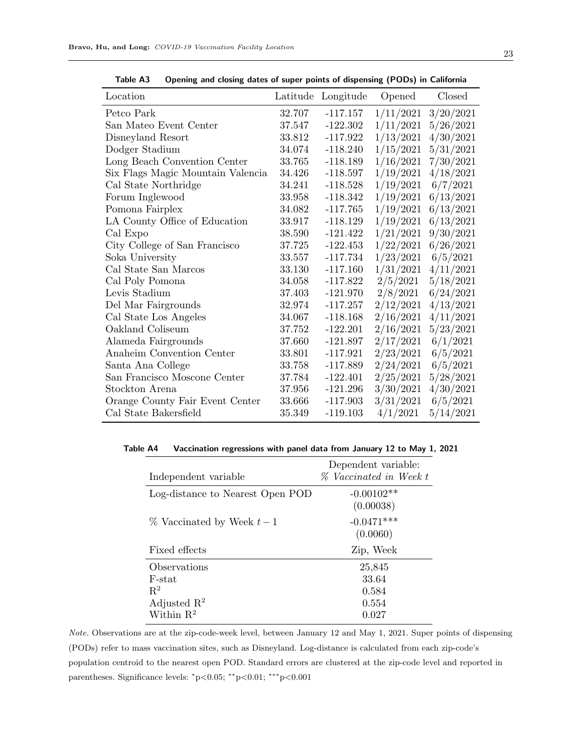**Table A3 Opening and closing dates of super points of dispensing (PODs) in California**

| Location | Latitude | Longitude | Opened | Closed |
|---|---|---|---|---|
| Petco Park | 32.707 | -117.157 | 1/11/2021 | 3/20/2021 |
| San Mateo Event Center | 37.547 | -122.302 | 1/11/2021 | 5/26/2021 |
| Disneyland Resort | 33.812 | -117.922 | 1/13/2021 | 4/30/2021 |
| Dodger Stadium | 34.074 | -118.240 | 1/15/2021 | 5/31/2021 |
| Long Beach Convention Center | 33.765 | -118.189 | 1/16/2021 | 7/30/2021 |
| Six Flags Magic Mountain Valencia | 34.426 | -118.597 | 1/19/2021 | 4/18/2021 |
| Cal State Northridge | 34.241 | -118.528 | 1/19/2021 | 6/7/2021 |
| Forum Inglewood | 33.958 | -118.342 | 1/19/2021 | 6/13/2021 |
| Pomona Fairplex | 34.082 | -117.765 | 1/19/2021 | 6/13/2021 |
| LA County Office of Education | 33.917 | -118.129 | 1/19/2021 | 6/13/2021 |
| Cal Expo | 38.590 | -121.422 | 1/21/2021 | 9/30/2021 |
| City College of San Francisco | 37.725 | -122.453 | 1/22/2021 | 6/26/2021 |
| Soka University | 33.557 | -117.734 | 1/23/2021 | 6/5/2021 |
| Cal State San Marcos | 33.130 | -117.160 | 1/31/2021 | 4/11/2021 |
| Cal Poly Pomona | 34.058 | -117.822 | 2/5/2021 | 5/18/2021 |
| Levis Stadium | 37.403 | -121.970 | 2/8/2021 | 6/24/2021 |
| Del Mar Fairgrounds | 32.974 | -117.257 | 2/12/2021 | 4/13/2021 |
| Cal State Los Angeles | 34.067 | -118.168 | 2/16/2021 | 4/11/2021 |
| Oakland Coliseum | 37.752 | -122.201 | 2/16/2021 | 5/23/2021 |
| Alameda Fairgrounds | 37.660 | -121.897 | 2/17/2021 | 6/1/2021 |
| Anaheim Convention Center | 33.801 | -117.921 | 2/23/2021 | 6/5/2021 |
| Santa Ana College | 33.758 | -117.889 | 2/24/2021 | 6/5/2021 |
| San Francisco Moscone Center | 37.784 | -122.401 | 2/25/2021 | 5/28/2021 |
| Stockton Arena | 37.956 | -121.296 | 3/30/2021 | 4/30/2021 |
| Orange County Fair Event Center | 33.666 | -117.903 | 3/31/2021 | 6/5/2021 |
| Cal State Bakersfield | 35.349 | -119.103 | 4/1/2021 | 5/14/2021 |

**Table A4 Vaccination regressions with panel data from January 12 to May 1, 2021**

| Independent variable | Dependent variable: *% Vaccinated in Week t* |
|---|---|
| Log-distance to Nearest Open POD | -0.00102** |
| | (0.00038) |
| % Vaccinated by Week $t-1$ | -0.0471*** |
| | (0.0060) |
| Fixed effects | Zip, Week |
| Observations | 25,845 |
| F-stat | 33.64 |
| $R^2$ | 0.584 |
| Adjusted $R^2$ | 0.554 |
| Within $R^2$ | 0.027 |

*Note.* Observations are at the zip-code-week level, between January 12 and May 1, 2021. Super points of dispensing (PODs) refer to mass vaccination sites, such as Disneyland. Log-distance is calculated from each zip-code's population centroid to the nearest open POD. Standard errors are clustered at the zip-code level and reported in parentheses. Significance levels: *$p<0.05$; **$p<0.01$; ***$p<0.001$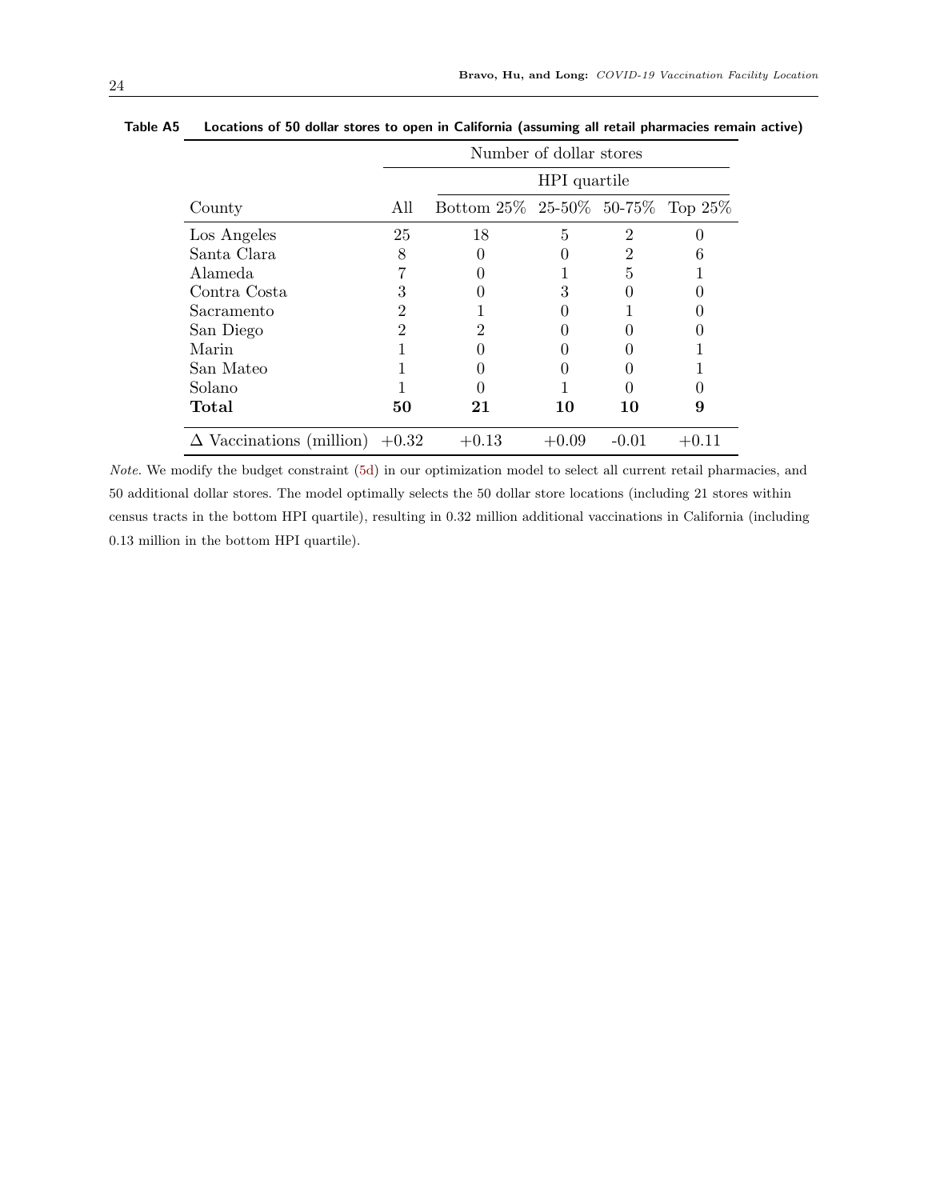**Table A5 Locations of 50 dollar stores to open in California (assuming all retail pharmacies remain active)**

| | Number of dollar stores | | | | |
|---|---|---|---|---|---|
| | | HPI quartile | | | |
| County | All | Bottom 25% | 25-50% | 50-75% | Top 25% |
| Los Angeles | 25 | 18 | 5 | 2 | 0 |
| Santa Clara | 8 | 0 | 0 | 2 | 6 |
| Alameda | 7 | 0 | 1 | 5 | 1 |
| Contra Costa | 3 | 0 | 3 | 0 | 0 |
| Sacramento | 2 | 1 | 0 | 1 | 0 |
| San Diego | 2 | 2 | 0 | 0 | 0 |
| Marin | 1 | 0 | 0 | 0 | 1 |
| San Mateo | 1 | 0 | 0 | 0 | 1 |
| Solano | 1 | 0 | 1 | 0 | 0 |
| **Total** | **50** | **21** | **10** | **10** | **9** |
| $\Delta$ Vaccinations (million) | +0.32 | +0.13 | +0.09 | -0.01 | +0.11 |

*Note.* We modify the budget constraint (5d) in our optimization model to select all current retail pharmacies, and 50 additional dollar stores. The model optimally selects the 50 dollar store locations (including 21 stores within census tracts in the bottom HPI quartile), resulting in 0.32 million additional vaccinations in California (including 0.13 million in the bottom HPI quartile).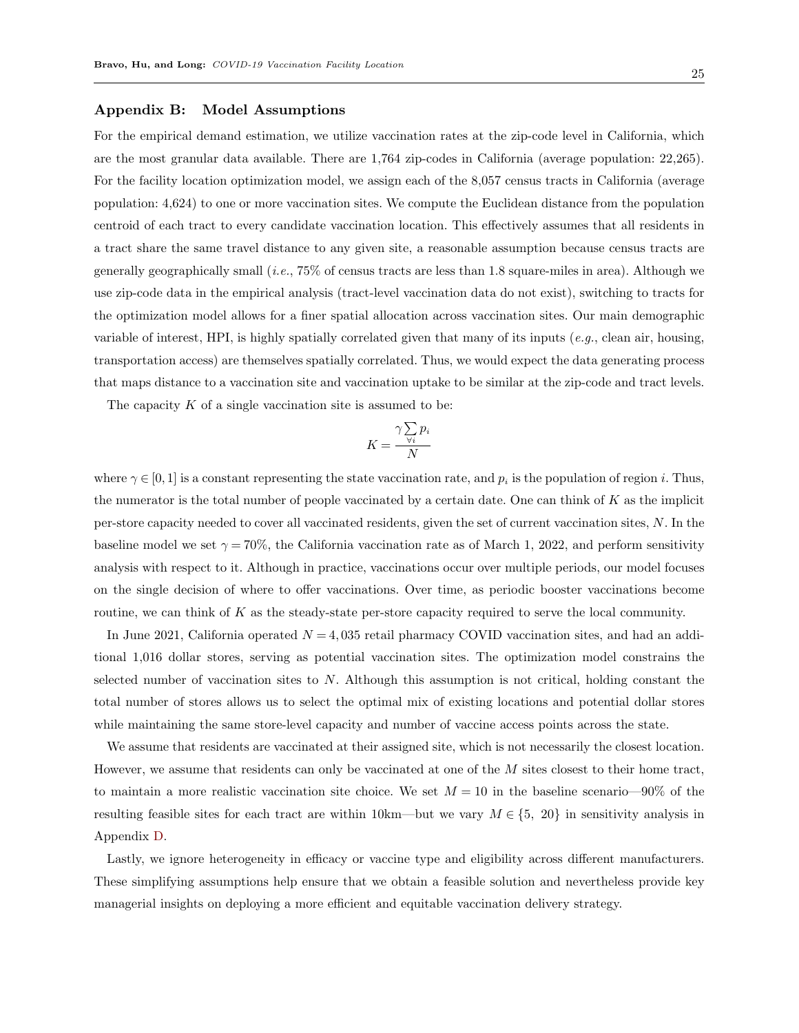## Appendix B: Model Assumptions

For the empirical demand estimation, we utilize vaccination rates at the zip-code level in California, which are the most granular data available. There are 1,764 zip-codes in California (average population: 22,265). For the facility location optimization model, we assign each of the 8,057 census tracts in California (average population: 4,624) to one or more vaccination sites. We compute the Euclidean distance from the population centroid of each tract to every candidate vaccination location. This effectively assumes that all residents in a tract share the same travel distance to any given site, a reasonable assumption because census tracts are generally geographically small (*i.e.*, 75% of census tracts are less than 1.8 square-miles in area). Although we use zip-code data in the empirical analysis (tract-level vaccination data do not exist), switching to tracts for the optimization model allows for a finer spatial allocation across vaccination sites. Our main demographic variable of interest, HPI, is highly spatially correlated given that many of its inputs (*e.g.*, clean air, housing, transportation access) are themselves spatially correlated. Thus, we would expect the data generating process that maps distance to a vaccination site and vaccination uptake to be similar at the zip-code and tract levels.

The capacity $K$ of a single vaccination site is assumed to be:

$$K = \frac{\gamma \sum_{\forall i} p_i}{N}$$

where $\gamma \in [0, 1]$ is a constant representing the state vaccination rate, and $p_i$ is the population of region $i$. Thus, the numerator is the total number of people vaccinated by a certain date. One can think of $K$ as the implicit per-store capacity needed to cover all vaccinated residents, given the set of current vaccination sites, $N$. In the baseline model we set $\gamma = 70\%$, the California vaccination rate as of March 1, 2022, and perform sensitivity analysis with respect to it. Although in practice, vaccinations occur over multiple periods, our model focuses on the single decision of where to offer vaccinations. Over time, as periodic booster vaccinations become routine, we can think of $K$ as the steady-state per-store capacity required to serve the local community.

In June 2021, California operated $N = 4,035$ retail pharmacy COVID vaccination sites, and had an additional 1,016 dollar stores, serving as potential vaccination sites. The optimization model constrains the selected number of vaccination sites to $N$. Although this assumption is not critical, holding constant the total number of stores allows us to select the optimal mix of existing locations and potential dollar stores while maintaining the same store-level capacity and number of vaccine access points across the state.

We assume that residents are vaccinated at their assigned site, which is not necessarily the closest location. However, we assume that residents can only be vaccinated at one of the $M$ sites closest to their home tract, to maintain a more realistic vaccination site choice. We set $M = 10$ in the baseline scenario—90% of the resulting feasible sites for each tract are within 10km—but we vary $M \in \{5, 20\}$ in sensitivity analysis in Appendix D.

Lastly, we ignore heterogeneity in efficacy or vaccine type and eligibility across different manufacturers. These simplifying assumptions help ensure that we obtain a feasible solution and nevertheless provide key managerial insights on deploying a more efficient and equitable vaccination delivery strategy.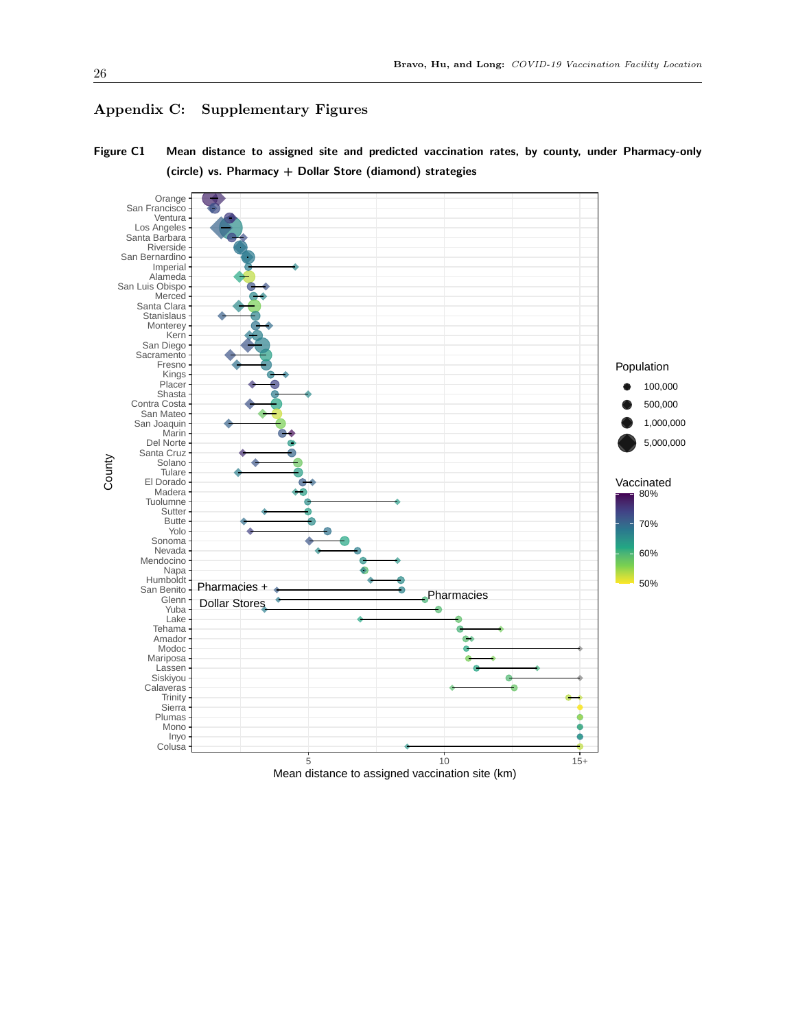## Appendix C: Supplementary Figures

**Figure C1** **Mean distance to assigned site and predicted vaccination rates, by county, under Pharmacy-only (circle) vs. Pharmacy + Dollar Store (diamond) strategies**

County

Orange
San Francisco
Ventura
Los Angeles
Santa Barbara
Riverside
San Bernardino
Imperial
Alameda
San Luis Obispo
Merced
Santa Clara
Stanislaus
Monterey
Kern
San Diego
Sacramento
Fresno
Kings
Placer
Shasta
Contra Costa
San Mateo
San Joaquin
Marin
Del Norte
Santa Cruz
Solano
Tulare
El Dorado
Madera
Tuolumne
Sutter
Butte
Yolo
Sonoma
Nevada
Mendocino
Napa
Humboldt
San Benito
Glenn
Yuba
Lake
Tehama
Amador
Modoc
Mariposa
Lassen
Siskiyou
Calaveras
Trinity
Sierra
Plumas
Mono
Inyo
Colusa

Pharmacies + Dollar Stores

Pharmacies

5
10
15+

Mean distance to assigned vaccination site (km)

Population
100,000
500,000
1,000,000
5,000,000

Vaccinated
80%
70%
60%
50%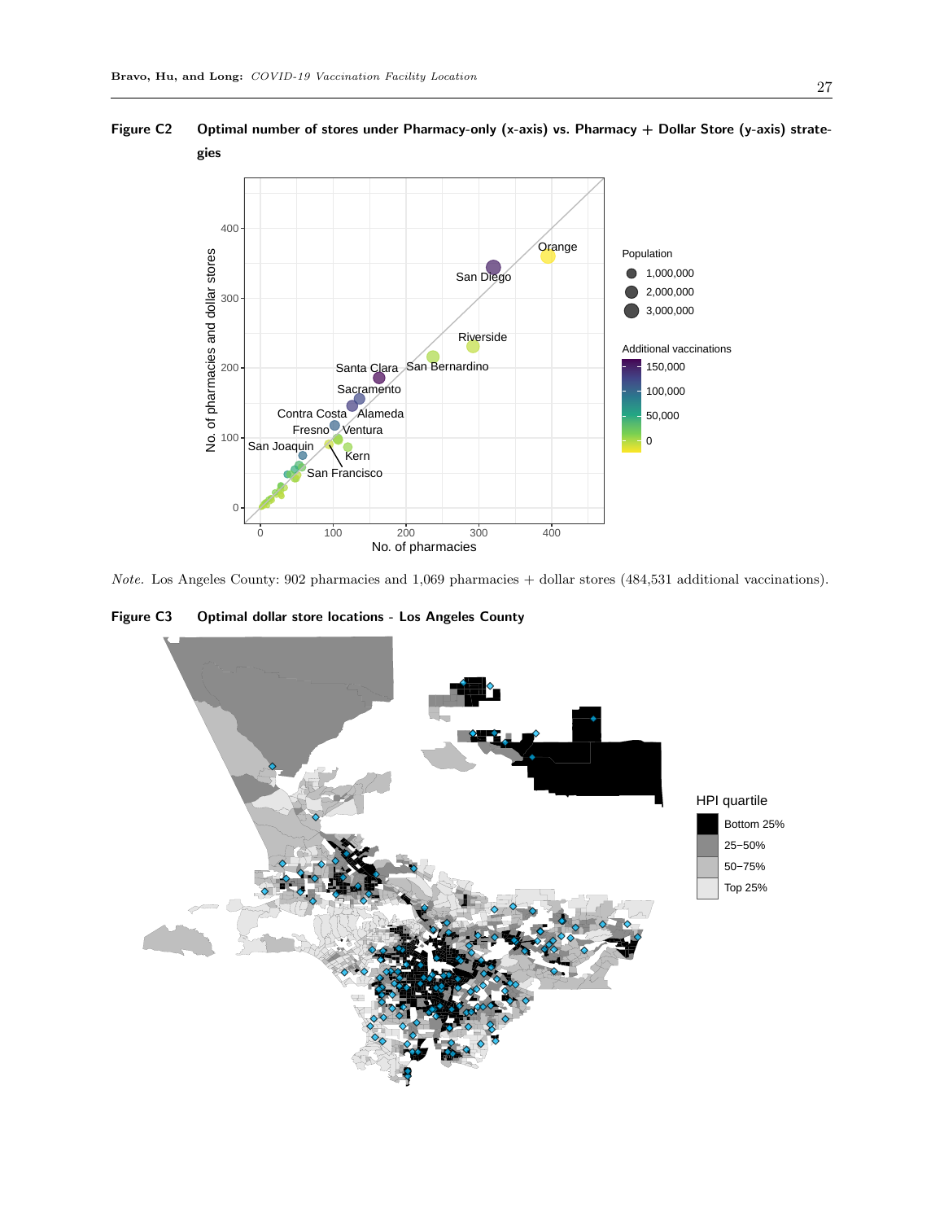**Figure C2** **Optimal number of stores under Pharmacy-only (x-axis) vs. Pharmacy + Dollar Store (y-axis) strategies**

No. of pharmacies and dollar stores

No. of pharmacies

0
100
200
300
400

Orange
San Diego
Riverside
San Bernardino
Santa Clara
Sacramento
Contra Costa
Alameda
Fresno
Ventura
San Joaquin
Kern
San Francisco

Population
1,000,000
2,000,000
3,000,000

Additional vaccinations
150,000
100,000
50,000
0

*Note.* Los Angeles County: 902 pharmacies and 1,069 pharmacies + dollar stores (484,531 additional vaccinations).

**Figure C3** **Optimal dollar store locations - Los Angeles County**

HPI quartile
Bottom 25%
25–50%
50–75%
Top 25%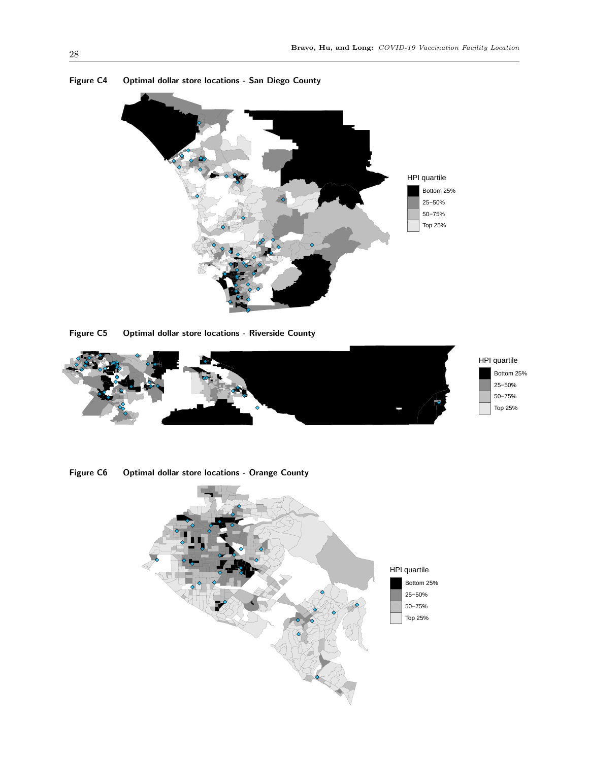**Figure C4** Optimal dollar store locations - San Diego County

HPI quartile
Bottom 25%
25–50%
50–75%
Top 25%

**Figure C5** Optimal dollar store locations - Riverside County

HPI quartile
Bottom 25%
25–50%
50–75%
Top 25%

**Figure C6** Optimal dollar store locations - Orange County

HPI quartile
Bottom 25%
25–50%
50–75%
Top 25%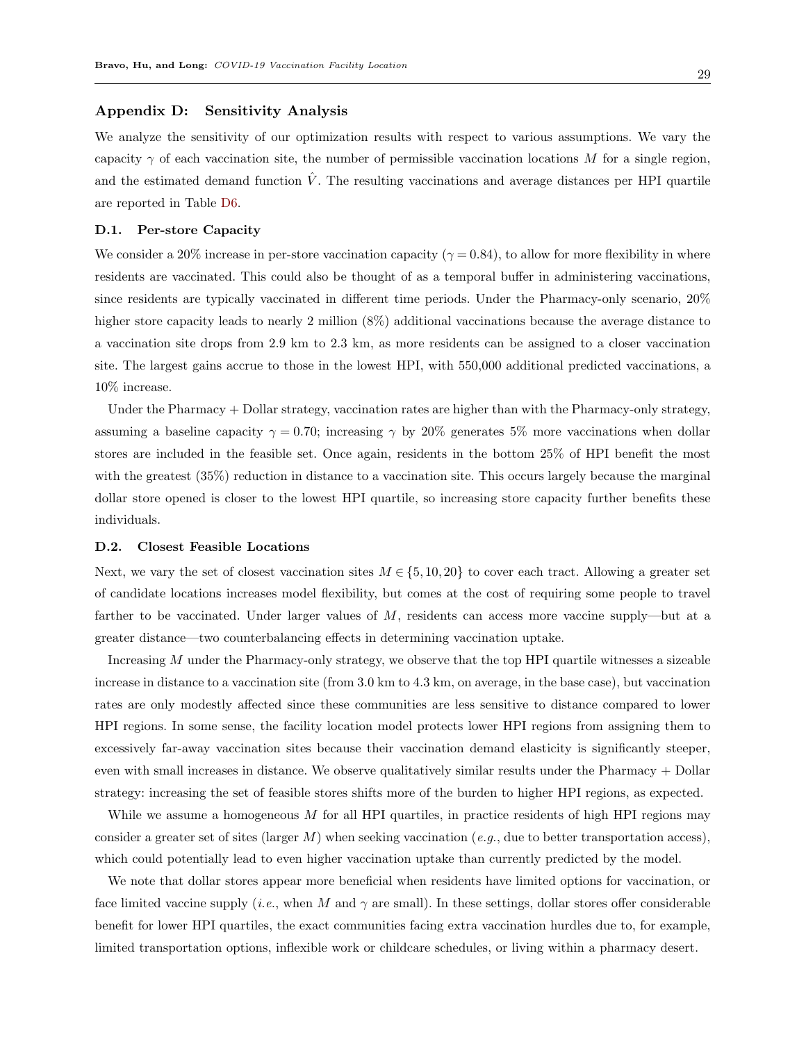## Appendix D: Sensitivity Analysis

We analyze the sensitivity of our optimization results with respect to various assumptions. We vary the capacity $\gamma$ of each vaccination site, the number of permissible vaccination locations $M$ for a single region, and the estimated demand function $\hat{V}$. The resulting vaccinations and average distances per HPI quartile are reported in Table D6.

### D.1. Per-store Capacity

We consider a 20% increase in per-store vaccination capacity ($\gamma = 0.84$), to allow for more flexibility in where residents are vaccinated. This could also be thought of as a temporal buffer in administering vaccinations, since residents are typically vaccinated in different time periods. Under the Pharmacy-only scenario, 20% higher store capacity leads to nearly 2 million (8%) additional vaccinations because the average distance to a vaccination site drops from 2.9 km to 2.3 km, as more residents can be assigned to a closer vaccination site. The largest gains accrue to those in the lowest HPI, with 550,000 additional predicted vaccinations, a 10% increase.

Under the Pharmacy + Dollar strategy, vaccination rates are higher than with the Pharmacy-only strategy, assuming a baseline capacity $\gamma = 0.70$; increasing $\gamma$ by 20% generates 5% more vaccinations when dollar stores are included in the feasible set. Once again, residents in the bottom 25% of HPI benefit the most with the greatest (35%) reduction in distance to a vaccination site. This occurs largely because the marginal dollar store opened is closer to the lowest HPI quartile, so increasing store capacity further benefits these individuals.

### D.2. Closest Feasible Locations

Next, we vary the set of closest vaccination sites $M \in \{5, 10, 20\}$ to cover each tract. Allowing a greater set of candidate locations increases model flexibility, but comes at the cost of requiring some people to travel farther to be vaccinated. Under larger values of $M$, residents can access more vaccine supply—but at a greater distance—two counterbalancing effects in determining vaccination uptake.

Increasing $M$ under the Pharmacy-only strategy, we observe that the top HPI quartile witnesses a sizeable increase in distance to a vaccination site (from 3.0 km to 4.3 km, on average, in the base case), but vaccination rates are only modestly affected since these communities are less sensitive to distance compared to lower HPI regions. In some sense, the facility location model protects lower HPI regions from assigning them to excessively far-away vaccination sites because their vaccination demand elasticity is significantly steeper, even with small increases in distance. We observe qualitatively similar results under the Pharmacy + Dollar strategy: increasing the set of feasible stores shifts more of the burden to higher HPI regions, as expected.

While we assume a homogeneous $M$ for all HPI quartiles, in practice residents of high HPI regions may consider a greater set of sites (larger $M$) when seeking vaccination (*e.g.*, due to better transportation access), which could potentially lead to even higher vaccination uptake than currently predicted by the model.

We note that dollar stores appear more beneficial when residents have limited options for vaccination, or face limited vaccine supply (*i.e.*, when $M$ and $\gamma$ are small). In these settings, dollar stores offer considerable benefit for lower HPI quartiles, the exact communities facing extra vaccination hurdles due to, for example, limited transportation options, inflexible work or childcare schedules, or living within a pharmacy desert.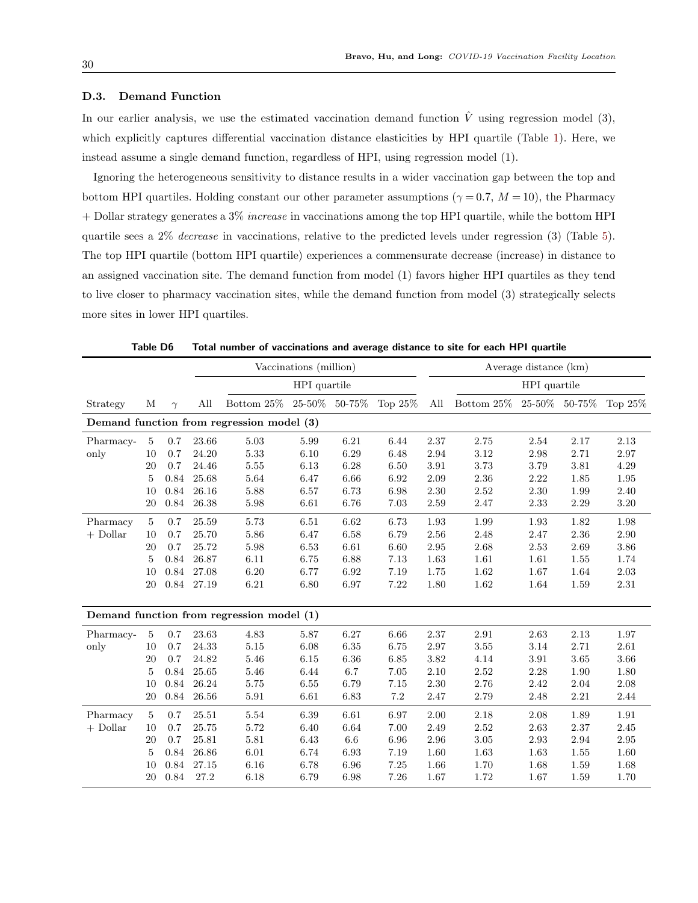### D.3. Demand Function

In our earlier analysis, we use the estimated vaccination demand function $\hat{V}$ using regression model (3), which explicitly captures differential vaccination distance elasticities by HPI quartile (Table 1). Here, we instead assume a single demand function, regardless of HPI, using regression model (1).

Ignoring the heterogeneous sensitivity to distance results in a wider vaccination gap between the top and bottom HPI quartiles. Holding constant our other parameter assumptions ($\gamma = 0.7$, $M = 10$), the Pharmacy + Dollar strategy generates a 3% *increase* in vaccinations among the top HPI quartile, while the bottom HPI quartile sees a 2% *decrease* in vaccinations, relative to the predicted levels under regression (3) (Table 5). The top HPI quartile (bottom HPI quartile) experiences a commensurate decrease (increase) in distance to an assigned vaccination site. The demand function from model (1) favors higher HPI quartiles as they tend to live closer to pharmacy vaccination sites, while the demand function from model (3) strategically selects more sites in lower HPI quartiles.

**Table D6 Total number of vaccinations and average distance to site for each HPI quartile**

| | | | Vaccinations (million) | | | | | Average distance (km) | | | | |
|---|---|---|---|---|---|---|---|---|---|---|---|---|
| | | | | HPI quartile | | | | | HPI quartile | | | |
| Strategy | M | $\gamma$ | All | Bottom 25% | 25-50% | 50-75% | Top 25% | All | Bottom 25% | 25-50% | 50-75% | Top 25% |
| **Demand function from regression model (3)** | | | | | | | | | | | | |
| Pharmacy-only | 5 | 0.7 | 23.66 | 5.03 | 5.99 | 6.21 | 6.44 | 2.37 | 2.75 | 2.54 | 2.17 | 2.13 |
| | 10 | 0.7 | 24.20 | 5.33 | 6.10 | 6.29 | 6.48 | 2.94 | 3.12 | 2.98 | 2.71 | 2.97 |
| | 20 | 0.7 | 24.46 | 5.55 | 6.13 | 6.28 | 6.50 | 3.91 | 3.73 | 3.79 | 3.81 | 4.29 |
| | 5 | 0.84 | 25.68 | 5.64 | 6.47 | 6.66 | 6.92 | 2.09 | 2.36 | 2.22 | 1.85 | 1.95 |
| | 10 | 0.84 | 26.16 | 5.88 | 6.57 | 6.73 | 6.98 | 2.30 | 2.52 | 2.30 | 1.99 | 2.40 |
| | 20 | 0.84 | 26.38 | 5.98 | 6.61 | 6.76 | 7.03 | 2.59 | 2.47 | 2.33 | 2.29 | 3.20 |
| Pharmacy + Dollar | 5 | 0.7 | 25.59 | 5.73 | 6.51 | 6.62 | 6.73 | 1.93 | 1.99 | 1.93 | 1.82 | 1.98 |
| | 10 | 0.7 | 25.70 | 5.86 | 6.47 | 6.58 | 6.79 | 2.56 | 2.48 | 2.47 | 2.36 | 2.90 |
| | 20 | 0.7 | 25.72 | 5.98 | 6.53 | 6.61 | 6.60 | 2.95 | 2.68 | 2.53 | 2.69 | 3.86 |
| | 5 | 0.84 | 26.87 | 6.11 | 6.75 | 6.88 | 7.13 | 1.63 | 1.61 | 1.61 | 1.55 | 1.74 |
| | 10 | 0.84 | 27.08 | 6.20 | 6.77 | 6.92 | 7.19 | 1.75 | 1.62 | 1.67 | 1.64 | 2.03 |
| | 20 | 0.84 | 27.19 | 6.21 | 6.80 | 6.97 | 7.22 | 1.80 | 1.62 | 1.64 | 1.59 | 2.31 |
| **Demand function from regression model (1)** | | | | | | | | | | | | |
| Pharmacy-only | 5 | 0.7 | 23.63 | 4.83 | 5.87 | 6.27 | 6.66 | 2.37 | 2.91 | 2.63 | 2.13 | 1.97 |
| | 10 | 0.7 | 24.33 | 5.15 | 6.08 | 6.35 | 6.75 | 2.97 | 3.55 | 3.14 | 2.71 | 2.61 |
| | 20 | 0.7 | 24.82 | 5.46 | 6.15 | 6.36 | 6.85 | 3.82 | 4.14 | 3.91 | 3.65 | 3.66 |
| | 5 | 0.84 | 25.65 | 5.46 | 6.44 | 6.7 | 7.05 | 2.10 | 2.52 | 2.28 | 1.90 | 1.80 |
| | 10 | 0.84 | 26.24 | 5.75 | 6.55 | 6.79 | 7.15 | 2.30 | 2.76 | 2.42 | 2.04 | 2.08 |
| | 20 | 0.84 | 26.56 | 5.91 | 6.61 | 6.83 | 7.2 | 2.47 | 2.79 | 2.48 | 2.21 | 2.44 |
| Pharmacy + Dollar | 5 | 0.7 | 25.51 | 5.54 | 6.39 | 6.61 | 6.97 | 2.00 | 2.18 | 2.08 | 1.89 | 1.91 |
| | 10 | 0.7 | 25.75 | 5.72 | 6.40 | 6.64 | 7.00 | 2.49 | 2.52 | 2.63 | 2.37 | 2.45 |
| | 20 | 0.7 | 25.81 | 5.81 | 6.43 | 6.6 | 6.96 | 2.96 | 3.05 | 2.93 | 2.94 | 2.95 |
| | 5 | 0.84 | 26.86 | 6.01 | 6.74 | 6.93 | 7.19 | 1.60 | 1.63 | 1.63 | 1.55 | 1.60 |
| | 10 | 0.84 | 27.15 | 6.16 | 6.78 | 6.96 | 7.25 | 1.66 | 1.70 | 1.68 | 1.59 | 1.68 |
| | 20 | 0.84 | 27.2 | 6.18 | 6.79 | 6.98 | 7.26 | 1.67 | 1.72 | 1.67 | 1.59 | 1.70 |